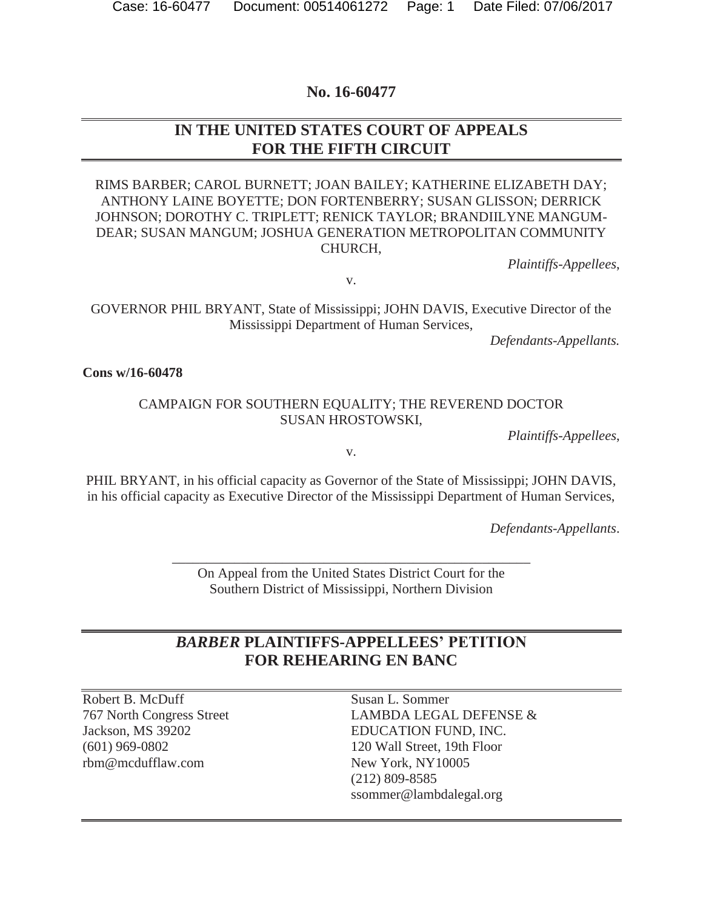No. 16-60477

# IN THE UNITED STATES COURT OF APPEALS FOR THE FIFTH CIRCUIT

RIMS BARBER; CAROL BURNETT; JOAN BAILEY; KATHERINE ELIZABETH DAY; ANTHONY LAINE BOYETTE; DON FORTENBERRY; SUSAN GLISSON; DERRICK JOHNSON; DOROTHY C. TRIPLETT; RENICK TAYLOR; BRANDIILYNE MANGUM-DEAR; SUSAN MANGUM; JOSHUA GENERATION METROPOLITAN COMMUNITY CHURCH,

*Plaintiffs-Appellees*,

v.

GOVERNOR PHIL BRYANT, State of Mississippi; JOHN DAVIS, Executive Director of the Mississippi Department of Human Services,

*Defendants-Appellants.*

**Cons w/16-60478**

CAMPAIGN FOR SOUTHERN EQUALITY; THE REVEREND DOCTOR SUSAN HROSTOWSKI,

*Plaintiffs-Appellees*,

v.

PHIL BRYANT, in his official capacity as Governor of the State of Mississippi; JOHN DAVIS, in his official capacity as Executive Director of the Mississippi Department of Human Services,

*Defendants-Appellants*.

On Appeal from the United States District Court for the Southern District of Mississippi, Northern Division

## *BARBER* PLAINTIFFS-APPELLEES' PETITION FOR REHEARING EN BANC

Robert B. McDuff
767 North Congress Street
Jackson, MS 39202
(601) 969-0802
rbm@mcdufflaw.com

Susan L. Sommer
LAMBDA LEGAL DEFENSE & EDUCATION FUND, INC.
120 Wall Street, 19th Floor
New York, NY10005
(212) 809-8585
ssommer@lambdalegal.org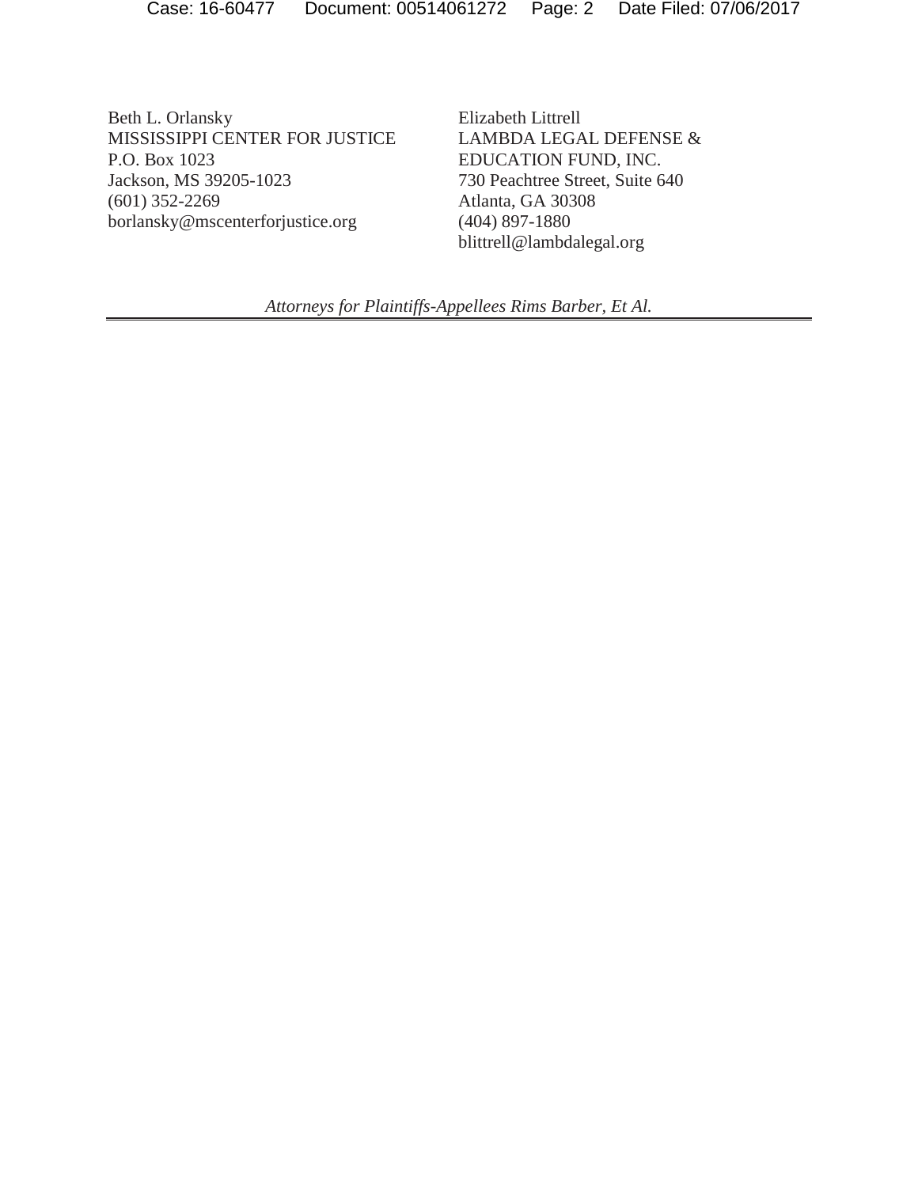Beth L. Orlansky
MISSISSIPPI CENTER FOR JUSTICE
P.O. Box 1023
Jackson, MS 39205-1023
(601) 352-2269
borlansky@mscenterforjustice.org

Elizabeth Littrell
LAMBDA LEGAL DEFENSE & EDUCATION FUND, INC.
730 Peachtree Street, Suite 640
Atlanta, GA 30308
(404) 897-1880
blittrell@lambdalegal.org

*Attorneys for Plaintiffs-Appellees Rims Barber, Et Al.*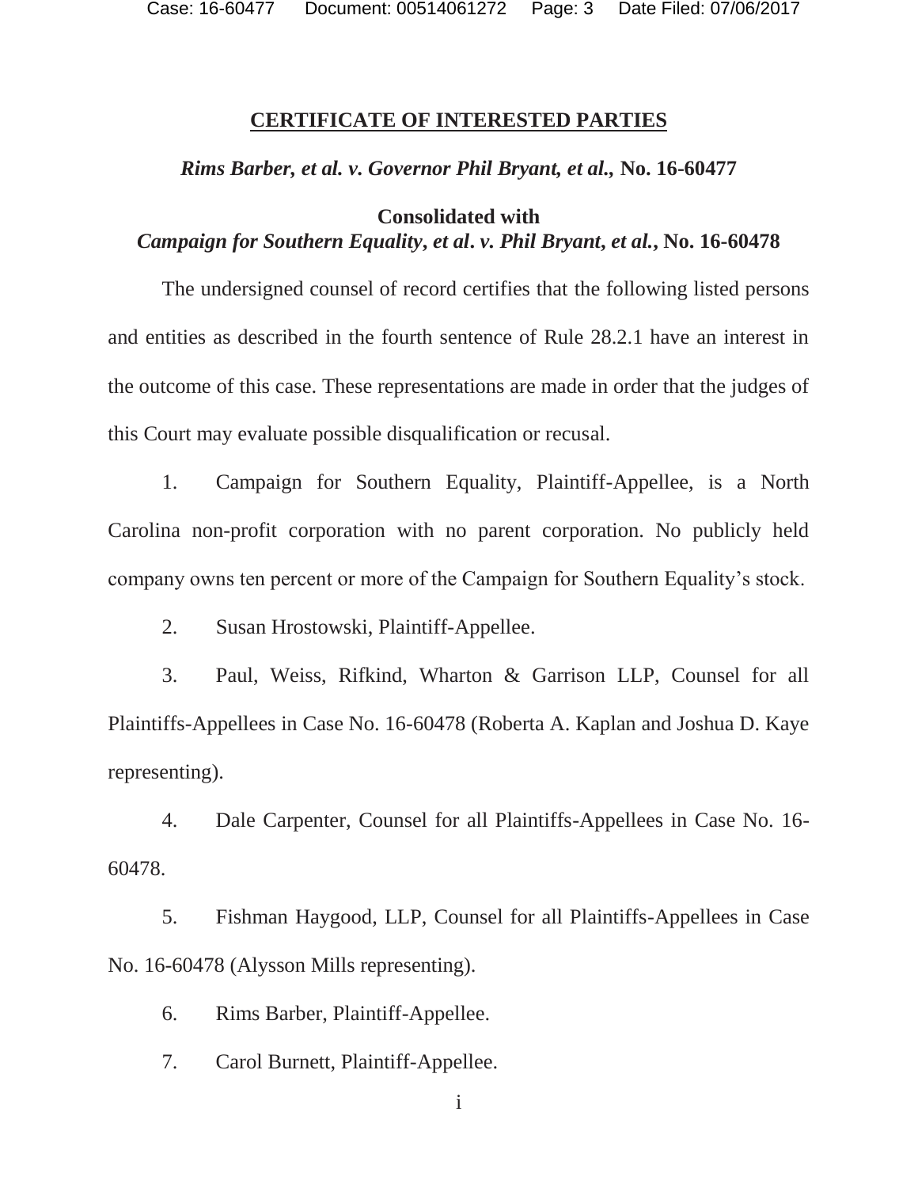## CERTIFICATE OF INTERESTED PARTIES

***Rims Barber, et al. v. Governor Phil Bryant, et al.,* No. 16-60477**

**Consolidated with**
***Campaign for Southern Equality, et al. v. Phil Bryant, et al.*, No. 16-60478**

The undersigned counsel of record certifies that the following listed persons and entities as described in the fourth sentence of Rule 28.2.1 have an interest in the outcome of this case. These representations are made in order that the judges of this Court may evaluate possible disqualification or recusal.

1. Campaign for Southern Equality, Plaintiff-Appellee, is a North Carolina non-profit corporation with no parent corporation. No publicly held company owns ten percent or more of the Campaign for Southern Equality's stock.

2. Susan Hrostowski, Plaintiff-Appellee.

3. Paul, Weiss, Rifkind, Wharton & Garrison LLP, Counsel for all Plaintiffs-Appellees in Case No. 16-60478 (Roberta A. Kaplan and Joshua D. Kaye representing).

4. Dale Carpenter, Counsel for all Plaintiffs-Appellees in Case No. 16-60478.

5. Fishman Haygood, LLP, Counsel for all Plaintiffs-Appellees in Case No. 16-60478 (Alysson Mills representing).

6. Rims Barber, Plaintiff-Appellee.

7. Carol Burnett, Plaintiff-Appellee.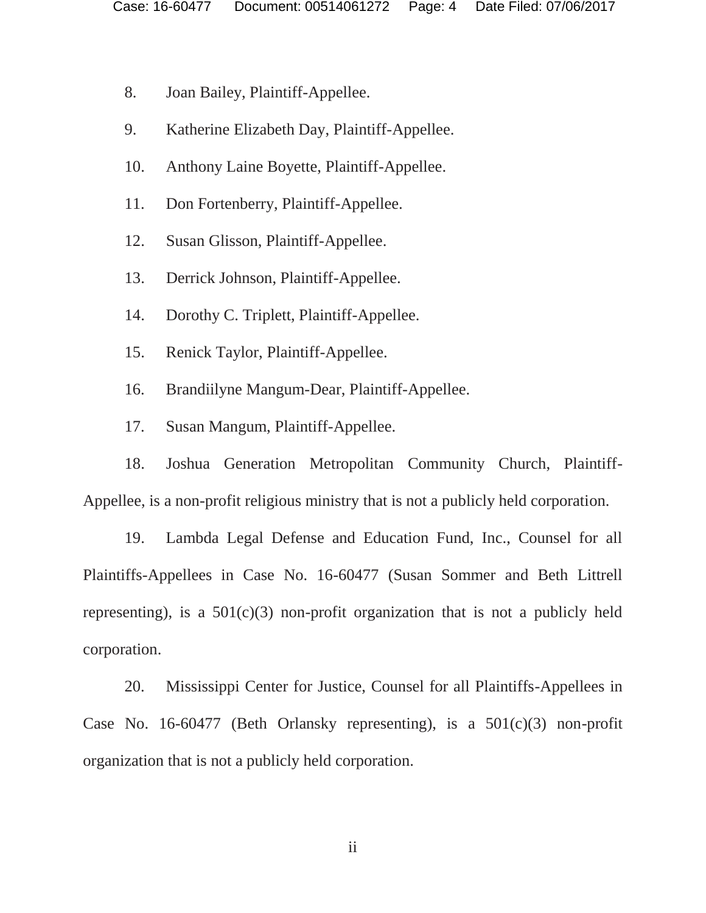8. Joan Bailey, Plaintiff-Appellee.

9. Katherine Elizabeth Day, Plaintiff-Appellee.

10. Anthony Laine Boyette, Plaintiff-Appellee.

11. Don Fortenberry, Plaintiff-Appellee.

12. Susan Glisson, Plaintiff-Appellee.

13. Derrick Johnson, Plaintiff-Appellee.

14. Dorothy C. Triplett, Plaintiff-Appellee.

15. Renick Taylor, Plaintiff-Appellee.

16. Brandiilyne Mangum-Dear, Plaintiff-Appellee.

17. Susan Mangum, Plaintiff-Appellee.

18. Joshua Generation Metropolitan Community Church, Plaintiff-Appellee, is a non-profit religious ministry that is not a publicly held corporation.

19. Lambda Legal Defense and Education Fund, Inc., Counsel for all Plaintiffs-Appellees in Case No. 16-60477 (Susan Sommer and Beth Littrell representing), is a 501(c)(3) non-profit organization that is not a publicly held corporation.

20. Mississippi Center for Justice, Counsel for all Plaintiffs-Appellees in Case No. 16-60477 (Beth Orlansky representing), is a 501(c)(3) non-profit organization that is not a publicly held corporation.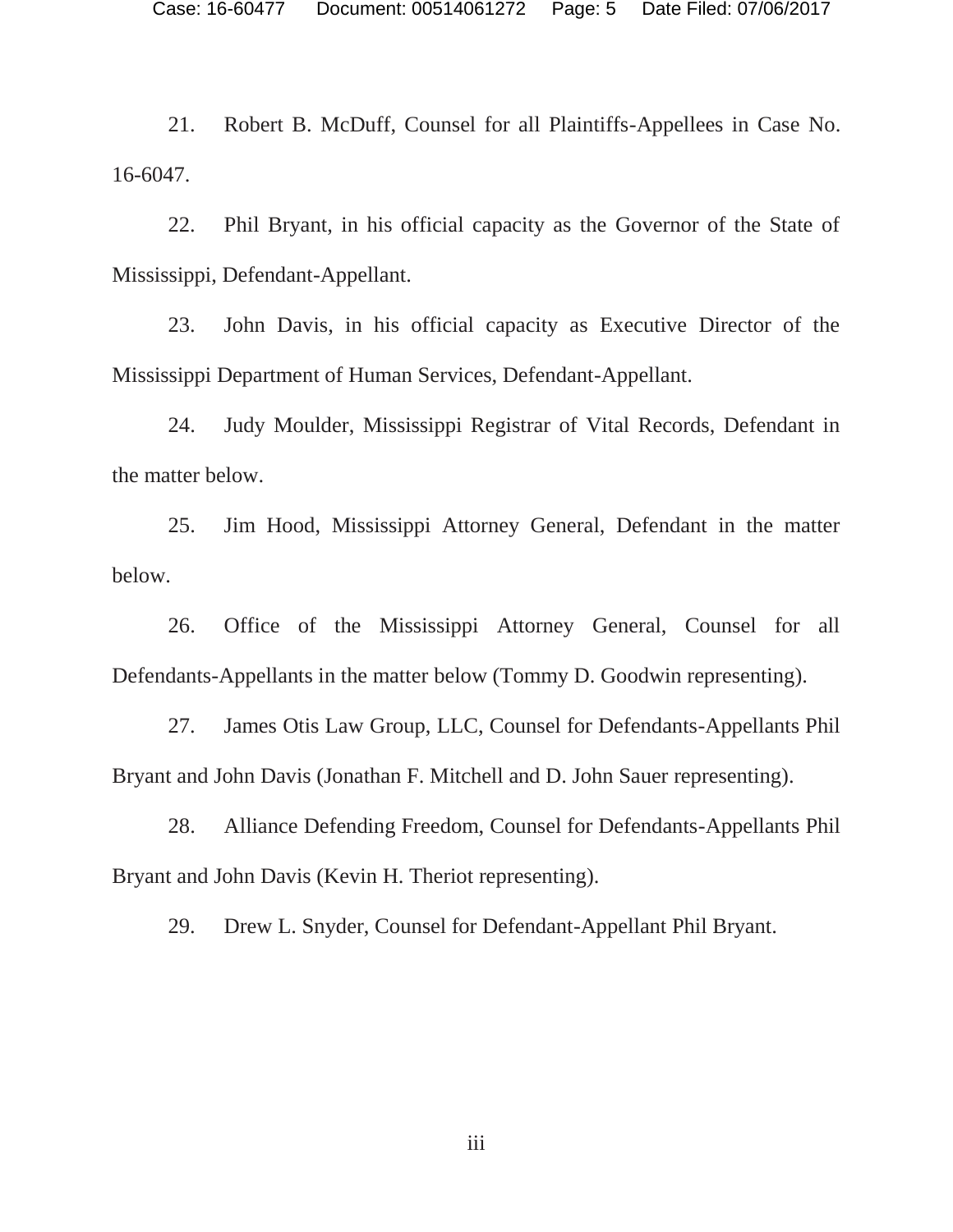21. Robert B. McDuff, Counsel for all Plaintiffs-Appellees in Case No. 16-6047.

22. Phil Bryant, in his official capacity as the Governor of the State of Mississippi, Defendant-Appellant.

23. John Davis, in his official capacity as Executive Director of the Mississippi Department of Human Services, Defendant-Appellant.

24. Judy Moulder, Mississippi Registrar of Vital Records, Defendant in the matter below.

25. Jim Hood, Mississippi Attorney General, Defendant in the matter below.

26. Office of the Mississippi Attorney General, Counsel for all Defendants-Appellants in the matter below (Tommy D. Goodwin representing).

27. James Otis Law Group, LLC, Counsel for Defendants-Appellants Phil Bryant and John Davis (Jonathan F. Mitchell and D. John Sauer representing).

28. Alliance Defending Freedom, Counsel for Defendants-Appellants Phil Bryant and John Davis (Kevin H. Theriot representing).

29. Drew L. Snyder, Counsel for Defendant-Appellant Phil Bryant.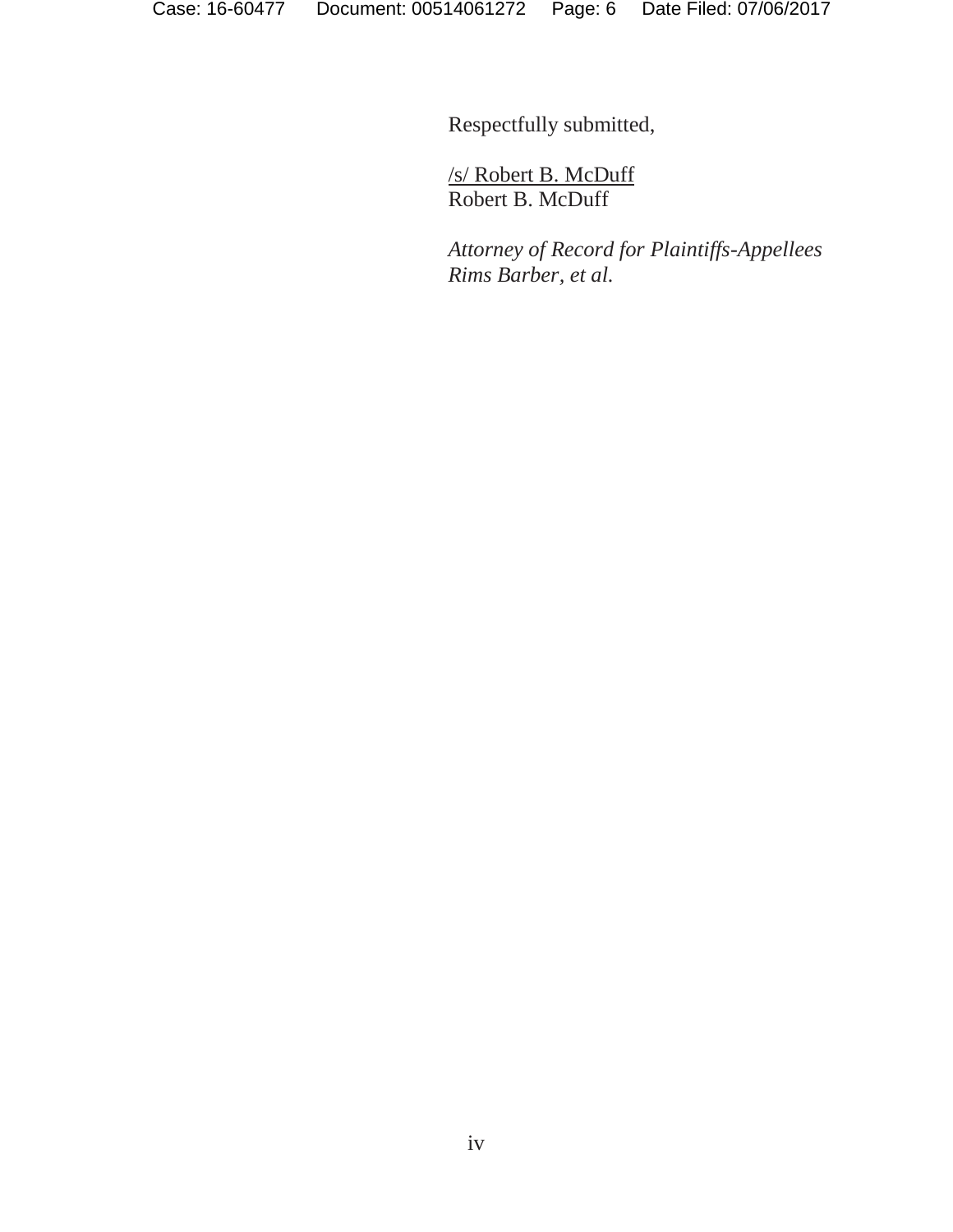Respectfully submitted,

/s/ Robert B. McDuff
Robert B. McDuff

*Attorney of Record for Plaintiffs-Appellees*
*Rims Barber, et al.*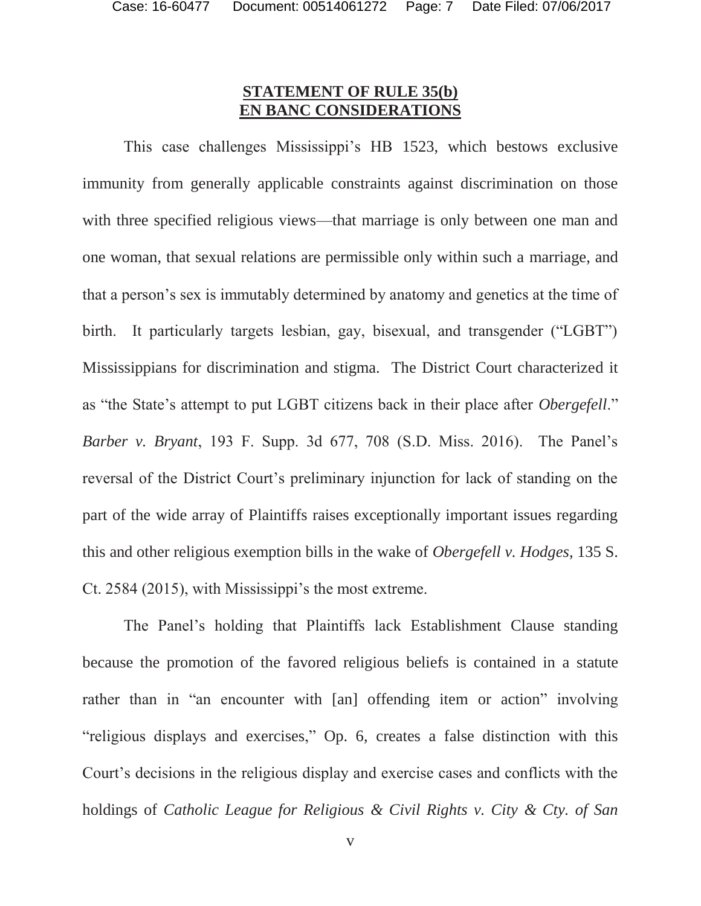## STATEMENT OF RULE 35(b) EN BANC CONSIDERATIONS

This case challenges Mississippi's HB 1523, which bestows exclusive immunity from generally applicable constraints against discrimination on those with three specified religious views—that marriage is only between one man and one woman, that sexual relations are permissible only within such a marriage, and that a person's sex is immutably determined by anatomy and genetics at the time of birth. It particularly targets lesbian, gay, bisexual, and transgender ("LGBT") Mississippians for discrimination and stigma. The District Court characterized it as "the State's attempt to put LGBT citizens back in their place after *Obergefell*." *Barber v. Bryant*, 193 F. Supp. 3d 677, 708 (S.D. Miss. 2016). The Panel's reversal of the District Court's preliminary injunction for lack of standing on the part of the wide array of Plaintiffs raises exceptionally important issues regarding this and other religious exemption bills in the wake of *Obergefell v. Hodges*, 135 S. Ct. 2584 (2015), with Mississippi's the most extreme.

The Panel's holding that Plaintiffs lack Establishment Clause standing because the promotion of the favored religious beliefs is contained in a statute rather than in "an encounter with [an] offending item or action" involving "religious displays and exercises," Op. 6, creates a false distinction with this Court's decisions in the religious display and exercise cases and conflicts with the holdings of *Catholic League for Religious & Civil Rights v. City & Cty. of San*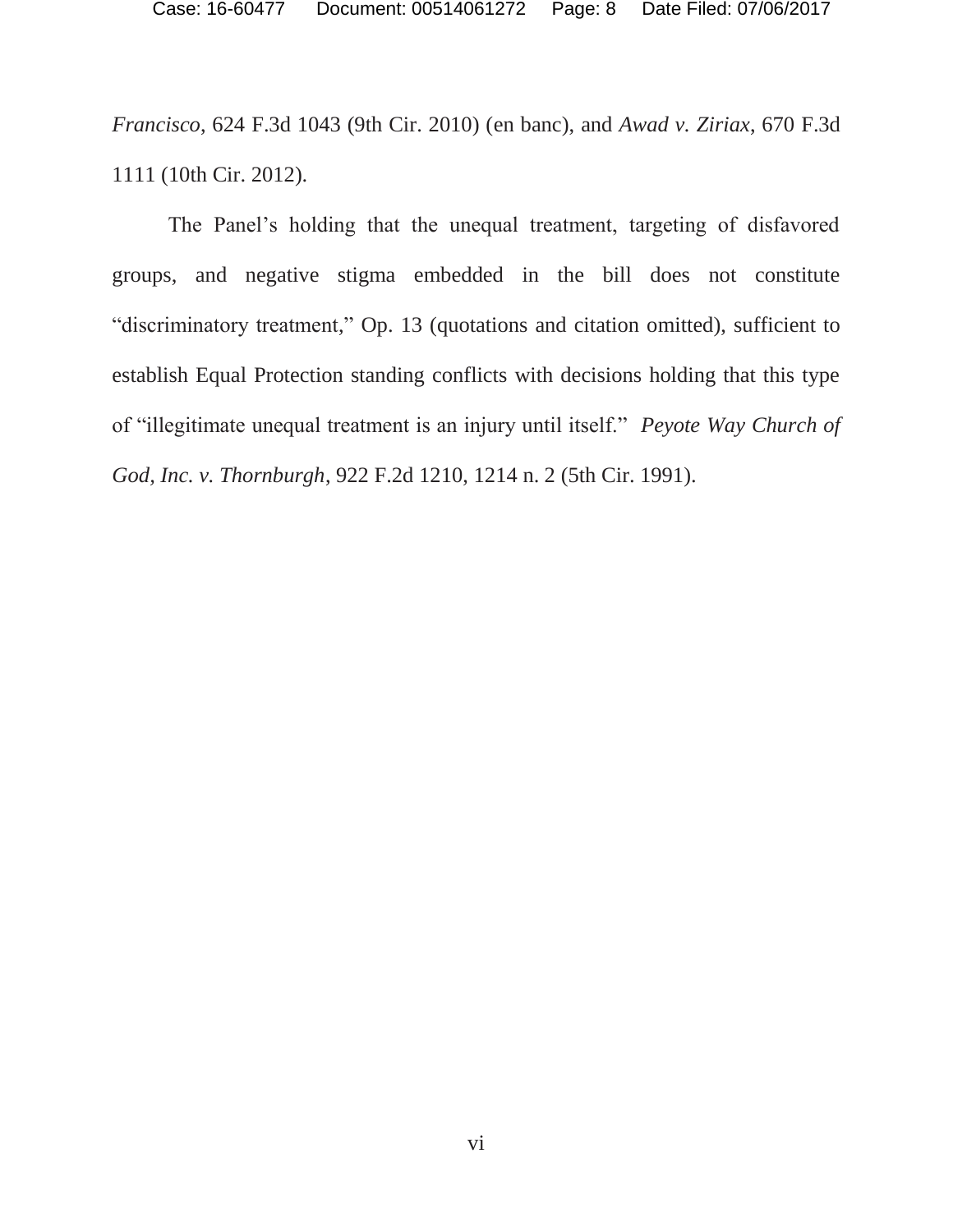*Francisco*, 624 F.3d 1043 (9th Cir. 2010) (en banc), and *Awad v. Ziriax*, 670 F.3d 1111 (10th Cir. 2012).

The Panel's holding that the unequal treatment, targeting of disfavored groups, and negative stigma embedded in the bill does not constitute "discriminatory treatment," Op. 13 (quotations and citation omitted), sufficient to establish Equal Protection standing conflicts with decisions holding that this type of "illegitimate unequal treatment is an injury until itself." *Peyote Way Church of God, Inc. v. Thornburgh*, 922 F.2d 1210, 1214 n. 2 (5th Cir. 1991).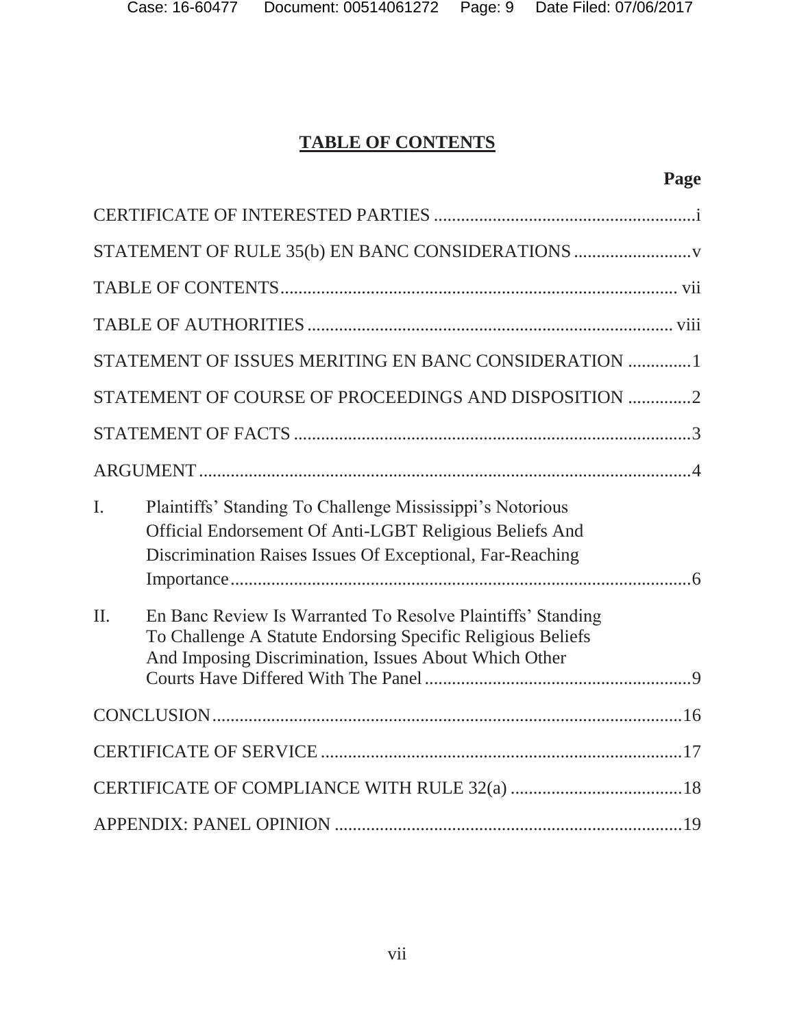# TABLE OF CONTENTS

| | Page |
|---|---|
| CERTIFICATE OF INTERESTED PARTIES | i |
| STATEMENT OF RULE 35(b) EN BANC CONSIDERATIONS | v |
| TABLE OF CONTENTS | vii |
| TABLE OF AUTHORITIES | viii |
| STATEMENT OF ISSUES MERITING EN BANC CONSIDERATION | 1 |
| STATEMENT OF COURSE OF PROCEEDINGS AND DISPOSITION | 2 |
| STATEMENT OF FACTS | 3 |
| ARGUMENT | 4 |
| I. Plaintiffs' Standing To Challenge Mississippi's Notorious Official Endorsement Of Anti-LGBT Religious Beliefs And Discrimination Raises Issues Of Exceptional, Far-Reaching Importance | 6 |
| II. En Banc Review Is Warranted To Resolve Plaintiffs' Standing To Challenge A Statute Endorsing Specific Religious Beliefs And Imposing Discrimination, Issues About Which Other Courts Have Differed With The Panel | 9 |
| CONCLUSION | 16 |
| CERTIFICATE OF SERVICE | 17 |
| CERTIFICATE OF COMPLIANCE WITH RULE 32(a) | 18 |
| APPENDIX: PANEL OPINION | 19 |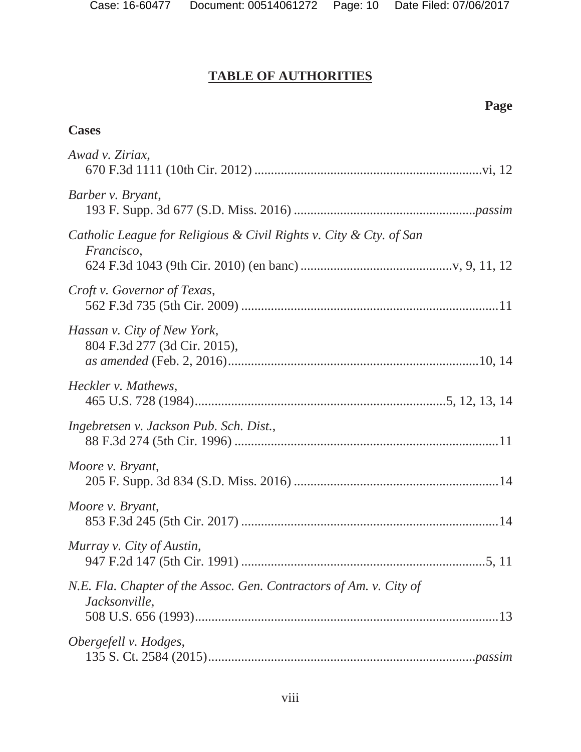# **TABLE OF AUTHORITIES**

**Page**

**Cases**

*Awad v. Ziriax*,
670 F.3d 1111 (10th Cir. 2012) .....................................................................vi, 12

*Barber v. Bryant*,
193 F. Supp. 3d 677 (S.D. Miss. 2016) ......................................................*passim*

*Catholic League for Religious & Civil Rights v. City & Cty. of San Francisco*,
624 F.3d 1043 (9th Cir. 2010) (en banc) .............................................v, 9, 11, 12

*Croft v. Governor of Texas*,
562 F.3d 735 (5th Cir. 2009) .............................................................................11

*Hassan v. City of New York*,
804 F.3d 277 (3d Cir. 2015),
*as amended* (Feb. 2, 2016)............................................................................10, 14

*Heckler v. Mathews*,
465 U.S. 728 (1984)...........................................................................5, 12, 13, 14

*Ingebretsen v. Jackson Pub. Sch. Dist.*,
88 F.3d 274 (5th Cir. 1996) ...............................................................................11

*Moore v. Bryant*,
205 F. Supp. 3d 834 (S.D. Miss. 2016) ..............................................................14

*Moore v. Bryant*,
853 F.3d 245 (5th Cir. 2017) .............................................................................14

*Murray v. City of Austin*,
947 F.2d 147 (5th Cir. 1991) ..........................................................................5, 11

*N.E. Fla. Chapter of the Assoc. Gen. Contractors of Am. v. City of Jacksonville*,
508 U.S. 656 (1993)............................................................................................13

*Obergefell v. Hodges*,
135 S. Ct. 2584 (2015)................................................................................*passim*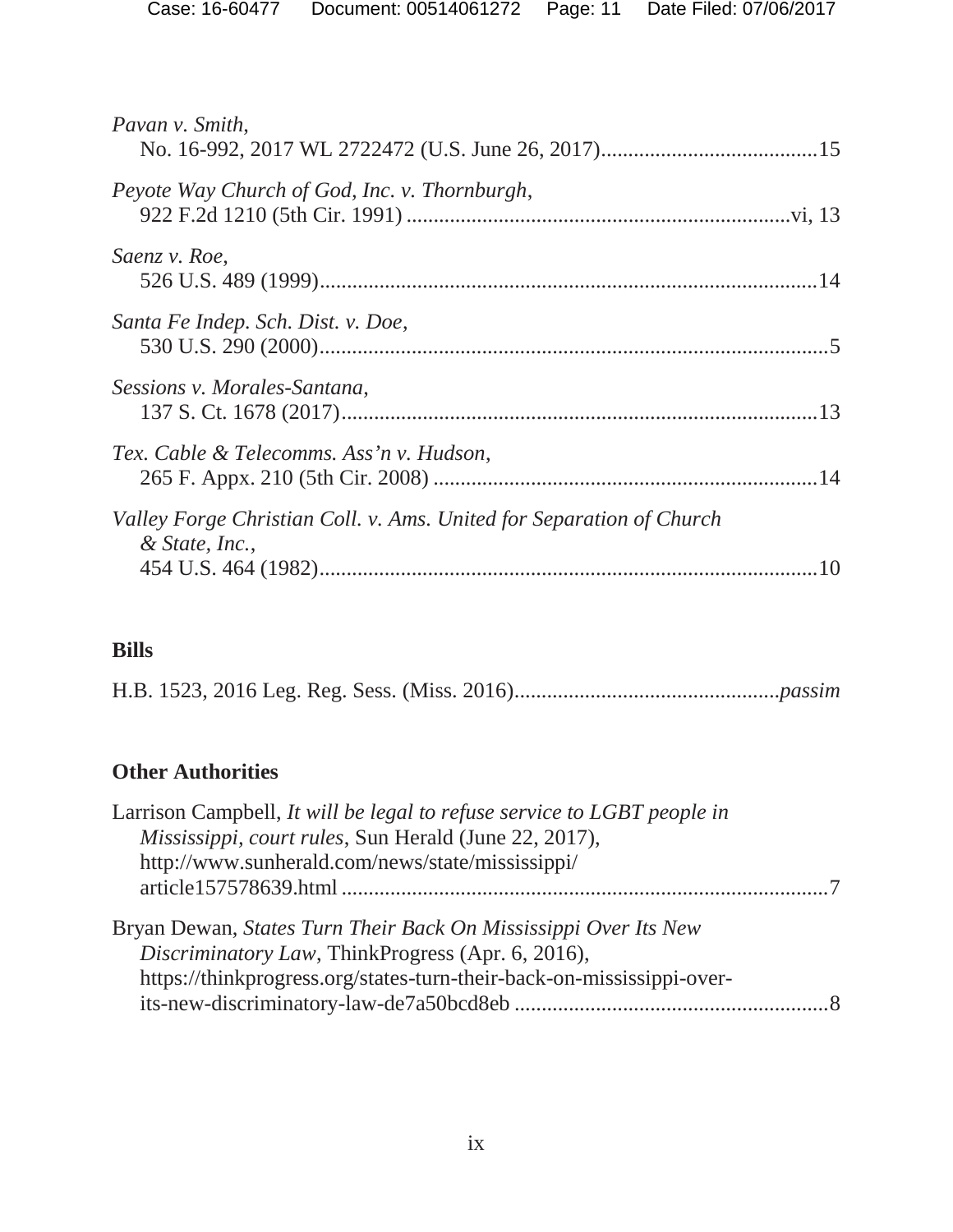*Pavan v. Smith*,
No. 16-992, 2017 WL 2722472 (U.S. June 26, 2017)........................................15

*Peyote Way Church of God, Inc. v. Thornburgh*,
922 F.2d 1210 (5th Cir. 1991) ......................................................................vi, 13

*Saenz v. Roe*,
526 U.S. 489 (1999)...........................................................................................14

*Santa Fe Indep. Sch. Dist. v. Doe*,
530 U.S. 290 (2000).............................................................................................5

*Sessions v. Morales-Santana*,
137 S. Ct. 1678 (2017)........................................................................................13

*Tex. Cable & Telecomms. Ass'n v. Hudson*,
265 F. Appx. 210 (5th Cir. 2008) .......................................................................14

*Valley Forge Christian Coll. v. Ams. United for Separation of Church & State, Inc.*,
454 U.S. 464 (1982)...........................................................................................10

**Bills**

H.B. 1523, 2016 Leg. Reg. Sess. (Miss. 2016)................................................*passim*

**Other Authorities**

Larrison Campbell, *It will be legal to refuse service to LGBT people in Mississippi, court rules*, Sun Herald (June 22, 2017), http://www.sunherald.com/news/state/mississippi/article157578639.html .........................................................................................7

Bryan Dewan, *States Turn Their Back On Mississippi Over Its New Discriminatory Law*, ThinkProgress (Apr. 6, 2016), https://thinkprogress.org/states-turn-their-back-on-mississippi-over-its-new-discriminatory-law-de7a50bcd8eb ..........................................................8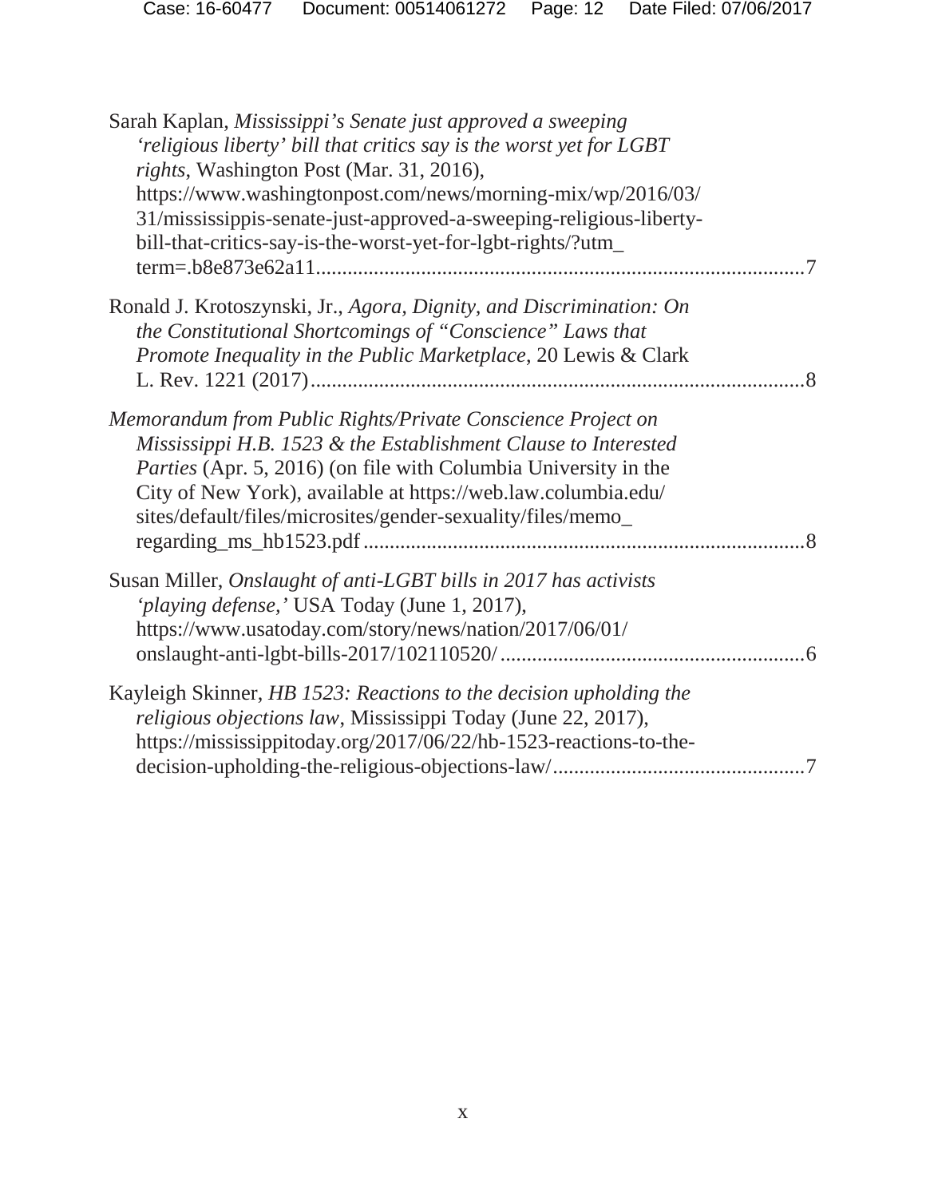Sarah Kaplan, *Mississippi's Senate just approved a sweeping 'religious liberty' bill that critics say is the worst yet for LGBT rights*, Washington Post (Mar. 31, 2016), https://www.washingtonpost.com/news/morning-mix/wp/2016/03/31/mississippis-senate-just-approved-a-sweeping-religious-liberty-bill-that-critics-say-is-the-worst-yet-for-lgbt-rights/?utm_term=.b8e873e62a11..........7

Ronald J. Krotoszynski, Jr., *Agora, Dignity, and Discrimination: On the Constitutional Shortcomings of "Conscience" Laws that Promote Inequality in the Public Marketplace*, 20 Lewis & Clark L. Rev. 1221 (2017)..........8

*Memorandum from Public Rights/Private Conscience Project on Mississippi H.B. 1523 & the Establishment Clause to Interested Parties* (Apr. 5, 2016) (on file with Columbia University in the City of New York), available at https://web.law.columbia.edu/sites/default/files/microsites/gender-sexuality/files/memo_regarding_ms_hb1523.pdf..........8

Susan Miller, *Onslaught of anti-LGBT bills in 2017 has activists 'playing defense,'* USA Today (June 1, 2017), https://www.usatoday.com/story/news/nation/2017/06/01/onslaught-anti-lgbt-bills-2017/102110520/..........6

Kayleigh Skinner, *HB 1523: Reactions to the decision upholding the religious objections law*, Mississippi Today (June 22, 2017), https://mississippitoday.org/2017/06/22/hb-1523-reactions-to-the-decision-upholding-the-religious-objections-law/..........7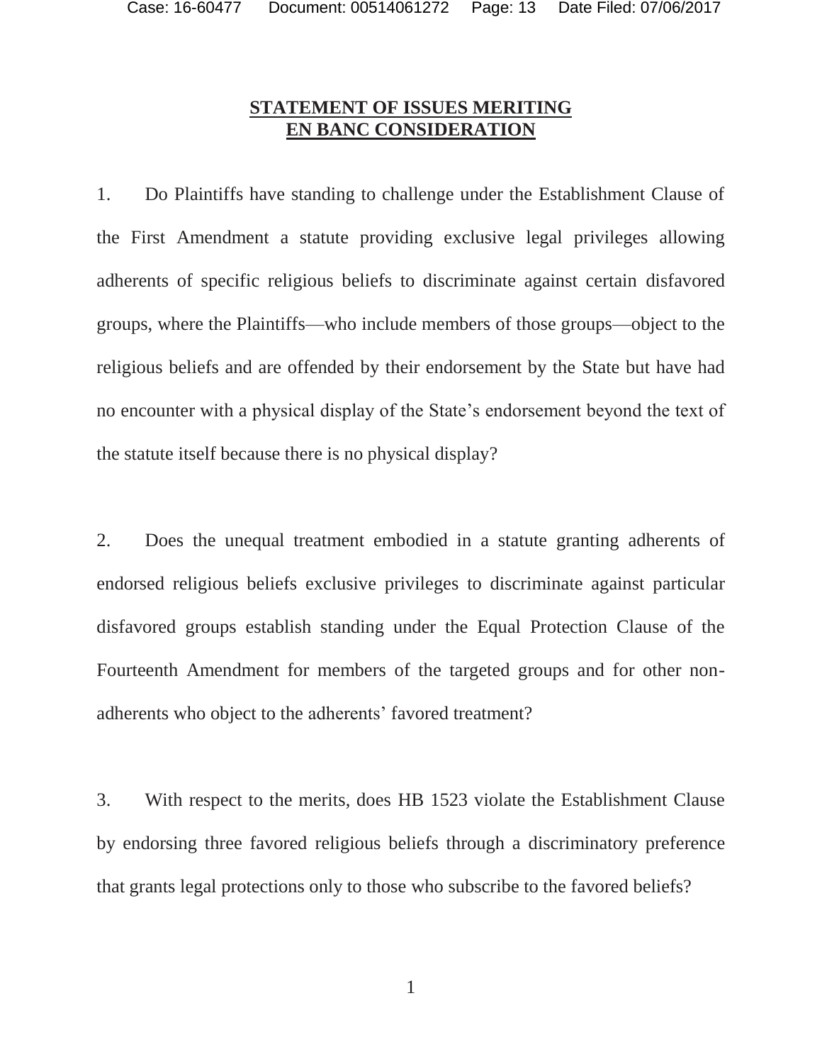## STATEMENT OF ISSUES MERITING EN BANC CONSIDERATION

1. Do Plaintiffs have standing to challenge under the Establishment Clause of the First Amendment a statute providing exclusive legal privileges allowing adherents of specific religious beliefs to discriminate against certain disfavored groups, where the Plaintiffs—who include members of those groups—object to the religious beliefs and are offended by their endorsement by the State but have had no encounter with a physical display of the State's endorsement beyond the text of the statute itself because there is no physical display?

2. Does the unequal treatment embodied in a statute granting adherents of endorsed religious beliefs exclusive privileges to discriminate against particular disfavored groups establish standing under the Equal Protection Clause of the Fourteenth Amendment for members of the targeted groups and for other non-adherents who object to the adherents' favored treatment?

3. With respect to the merits, does HB 1523 violate the Establishment Clause by endorsing three favored religious beliefs through a discriminatory preference that grants legal protections only to those who subscribe to the favored beliefs?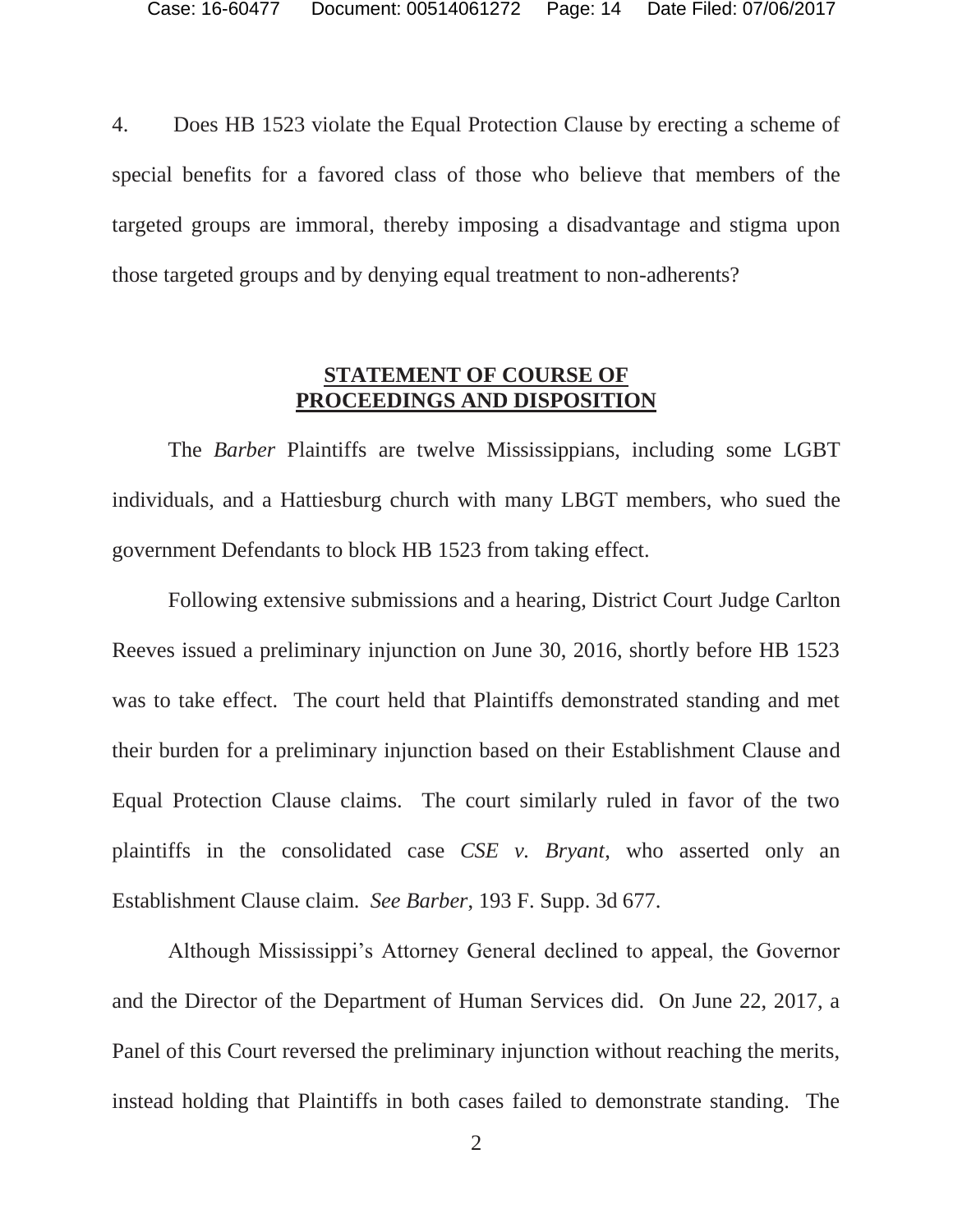4. Does HB 1523 violate the Equal Protection Clause by erecting a scheme of special benefits for a favored class of those who believe that members of the targeted groups are immoral, thereby imposing a disadvantage and stigma upon those targeted groups and by denying equal treatment to non-adherents?

## STATEMENT OF COURSE OF PROCEEDINGS AND DISPOSITION

The *Barber* Plaintiffs are twelve Mississippians, including some LGBT individuals, and a Hattiesburg church with many LBGT members, who sued the government Defendants to block HB 1523 from taking effect.

Following extensive submissions and a hearing, District Court Judge Carlton Reeves issued a preliminary injunction on June 30, 2016, shortly before HB 1523 was to take effect. The court held that Plaintiffs demonstrated standing and met their burden for a preliminary injunction based on their Establishment Clause and Equal Protection Clause claims. The court similarly ruled in favor of the two plaintiffs in the consolidated case *CSE v. Bryant*, who asserted only an Establishment Clause claim. *See Barber*, 193 F. Supp. 3d 677.

Although Mississippi's Attorney General declined to appeal, the Governor and the Director of the Department of Human Services did. On June 22, 2017, a Panel of this Court reversed the preliminary injunction without reaching the merits, instead holding that Plaintiffs in both cases failed to demonstrate standing. The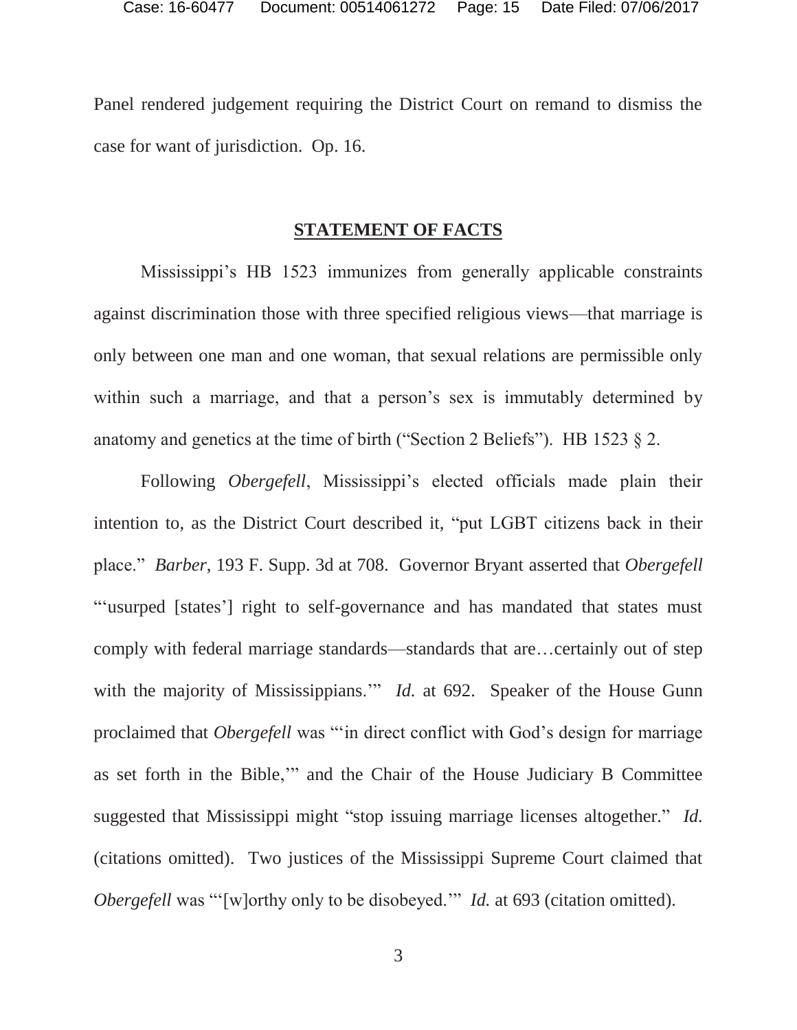Panel rendered judgement requiring the District Court on remand to dismiss the case for want of jurisdiction. Op. 16.

## **STATEMENT OF FACTS**

Mississippi's HB 1523 immunizes from generally applicable constraints against discrimination those with three specified religious views—that marriage is only between one man and one woman, that sexual relations are permissible only within such a marriage, and that a person's sex is immutably determined by anatomy and genetics at the time of birth ("Section 2 Beliefs"). HB 1523 § 2.

Following *Obergefell*, Mississippi's elected officials made plain their intention to, as the District Court described it, "put LGBT citizens back in their place." *Barber,* 193 F. Supp. 3d at 708. Governor Bryant asserted that *Obergefell* "'usurped [states'] right to self-governance and has mandated that states must comply with federal marriage standards—standards that are…certainly out of step with the majority of Mississippians.'" *Id.* at 692. Speaker of the House Gunn proclaimed that *Obergefell* was "'in direct conflict with God's design for marriage as set forth in the Bible,'" and the Chair of the House Judiciary B Committee suggested that Mississippi might "stop issuing marriage licenses altogether." *Id.* (citations omitted). Two justices of the Mississippi Supreme Court claimed that *Obergefell* was "'[w]orthy only to be disobeyed.'" *Id.* at 693 (citation omitted).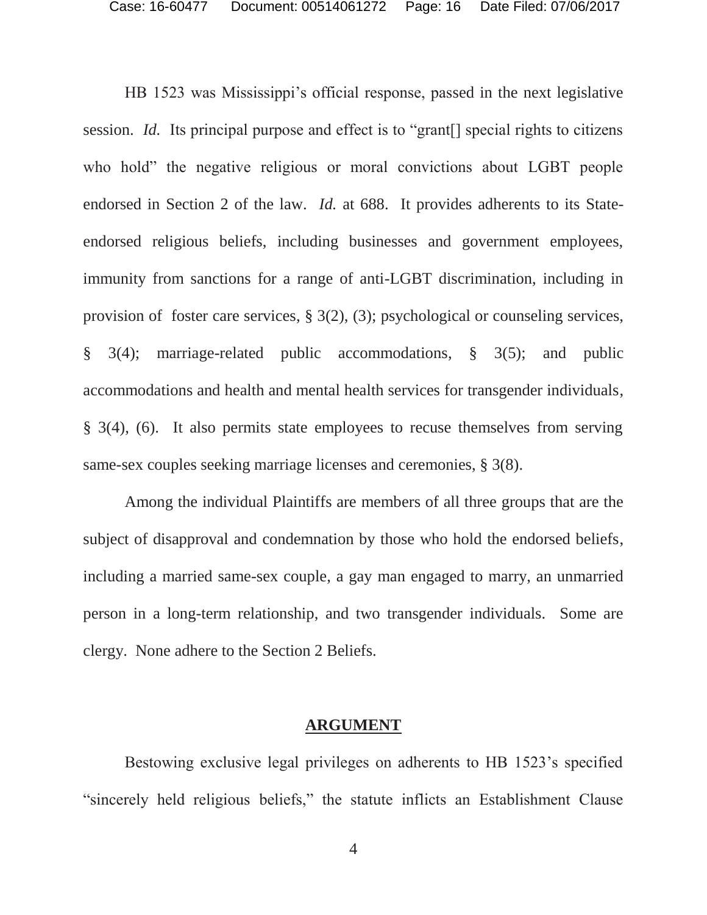HB 1523 was Mississippi's official response, passed in the next legislative session. *Id.* Its principal purpose and effect is to "grant[] special rights to citizens who hold" the negative religious or moral convictions about LGBT people endorsed in Section 2 of the law. *Id.* at 688. It provides adherents to its State-endorsed religious beliefs, including businesses and government employees, immunity from sanctions for a range of anti-LGBT discrimination, including in provision of foster care services, § 3(2), (3); psychological or counseling services, § 3(4); marriage-related public accommodations, § 3(5); and public accommodations and health and mental health services for transgender individuals, § 3(4), (6). It also permits state employees to recuse themselves from serving same-sex couples seeking marriage licenses and ceremonies, § 3(8).

Among the individual Plaintiffs are members of all three groups that are the subject of disapproval and condemnation by those who hold the endorsed beliefs, including a married same-sex couple, a gay man engaged to marry, an unmarried person in a long-term relationship, and two transgender individuals. Some are clergy. None adhere to the Section 2 Beliefs.

## ARGUMENT

Bestowing exclusive legal privileges on adherents to HB 1523's specified "sincerely held religious beliefs," the statute inflicts an Establishment Clause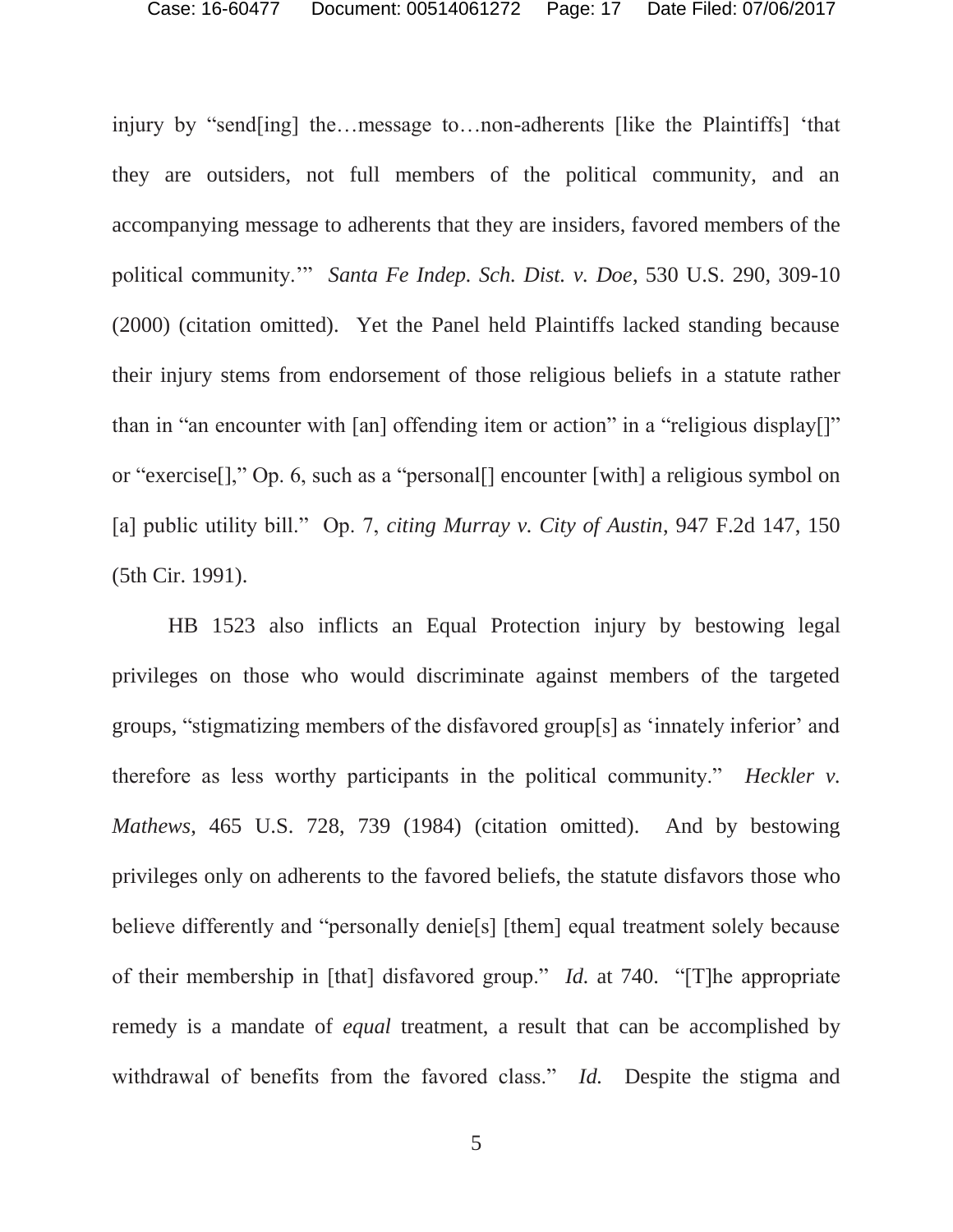injury by "send[ing] the…message to…non-adherents [like the Plaintiffs] 'that they are outsiders, not full members of the political community, and an accompanying message to adherents that they are insiders, favored members of the political community.'" *Santa Fe Indep. Sch. Dist. v. Doe*, 530 U.S. 290, 309-10 (2000) (citation omitted). Yet the Panel held Plaintiffs lacked standing because their injury stems from endorsement of those religious beliefs in a statute rather than in "an encounter with [an] offending item or action" in a "religious display[]" or "exercise[]," Op. 6, such as a "personal[] encounter [with] a religious symbol on [a] public utility bill." Op. 7, *citing Murray v. City of Austin*, 947 F.2d 147, 150 (5th Cir. 1991).

HB 1523 also inflicts an Equal Protection injury by bestowing legal privileges on those who would discriminate against members of the targeted groups, "stigmatizing members of the disfavored group[s] as 'innately inferior' and therefore as less worthy participants in the political community." *Heckler v. Mathews*, 465 U.S. 728, 739 (1984) (citation omitted). And by bestowing privileges only on adherents to the favored beliefs, the statute disfavors those who believe differently and "personally denie[s] [them] equal treatment solely because of their membership in [that] disfavored group." *Id.* at 740. "[T]he appropriate remedy is a mandate of *equal* treatment, a result that can be accomplished by withdrawal of benefits from the favored class." *Id.* Despite the stigma and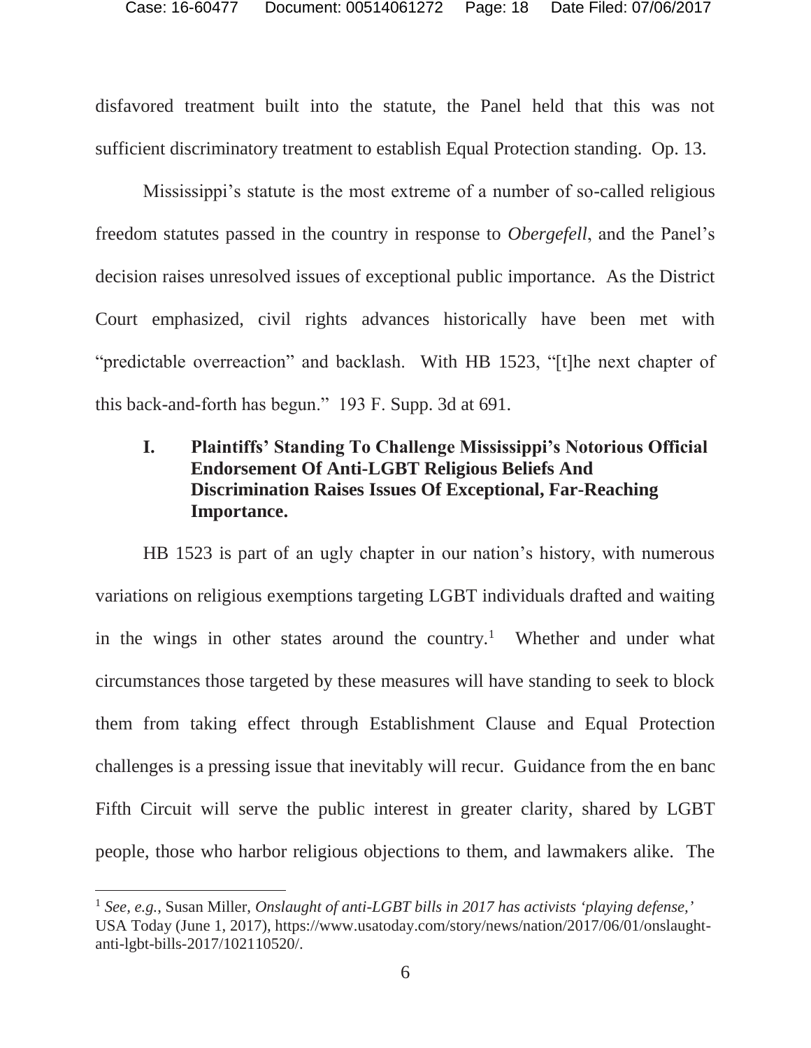disfavored treatment built into the statute, the Panel held that this was not sufficient discriminatory treatment to establish Equal Protection standing. Op. 13.

Mississippi's statute is the most extreme of a number of so-called religious freedom statutes passed in the country in response to *Obergefell*, and the Panel's decision raises unresolved issues of exceptional public importance. As the District Court emphasized, civil rights advances historically have been met with "predictable overreaction" and backlash. With HB 1523, "[t]he next chapter of this back-and-forth has begun." 193 F. Supp. 3d at 691.

## I. Plaintiffs' Standing To Challenge Mississippi's Notorious Official Endorsement Of Anti-LGBT Religious Beliefs And Discrimination Raises Issues Of Exceptional, Far-Reaching Importance.

HB 1523 is part of an ugly chapter in our nation's history, with numerous variations on religious exemptions targeting LGBT individuals drafted and waiting in the wings in other states around the country.[1] Whether and under what circumstances those targeted by these measures will have standing to seek to block them from taking effect through Establishment Clause and Equal Protection challenges is a pressing issue that inevitably will recur. Guidance from the en banc Fifth Circuit will serve the public interest in greater clarity, shared by LGBT people, those who harbor religious objections to them, and lawmakers alike. The

---

[1] *See, e.g.*, Susan Miller, *Onslaught of anti-LGBT bills in 2017 has activists 'playing defense,'* USA Today (June 1, 2017), https://www.usatoday.com/story/news/nation/2017/06/01/onslaught-anti-lgbt-bills-2017/102110520/.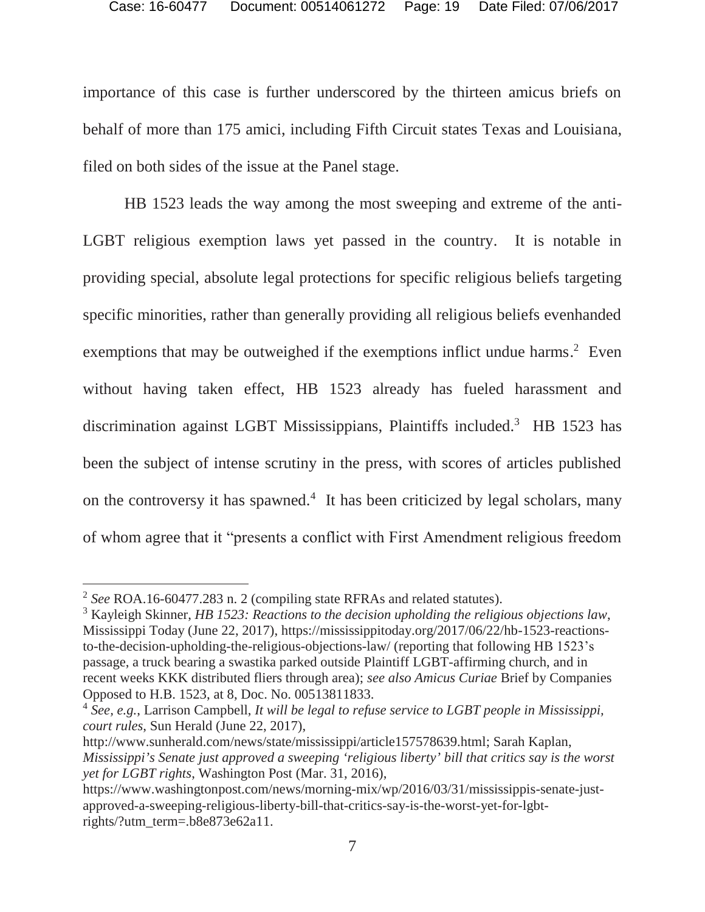importance of this case is further underscored by the thirteen amicus briefs on behalf of more than 175 amici, including Fifth Circuit states Texas and Louisiana, filed on both sides of the issue at the Panel stage.

HB 1523 leads the way among the most sweeping and extreme of the anti-LGBT religious exemption laws yet passed in the country. It is notable in providing special, absolute legal protections for specific religious beliefs targeting specific minorities, rather than generally providing all religious beliefs evenhanded exemptions that may be outweighed if the exemptions inflict undue harms.[2] Even without having taken effect, HB 1523 already has fueled harassment and discrimination against LGBT Mississippians, Plaintiffs included.[3] HB 1523 has been the subject of intense scrutiny in the press, with scores of articles published on the controversy it has spawned.[4] It has been criticized by legal scholars, many of whom agree that it "presents a conflict with First Amendment religious freedom

---

[2] *See* ROA.16-60477.283 n. 2 (compiling state RFRAs and related statutes).

[3] Kayleigh Skinner, *HB 1523: Reactions to the decision upholding the religious objections law*, Mississippi Today (June 22, 2017), https://mississippitoday.org/2017/06/22/hb-1523-reactions-to-the-decision-upholding-the-religious-objections-law/ (reporting that following HB 1523's passage, a truck bearing a swastika parked outside Plaintiff LGBT-affirming church, and in recent weeks KKK distributed fliers through area); *see also Amicus Curiae* Brief by Companies Opposed to H.B. 1523, at 8, Doc. No. 00513811833.

[4] *See, e.g.*, Larrison Campbell, *It will be legal to refuse service to LGBT people in Mississippi, court rules*, Sun Herald (June 22, 2017), http://www.sunherald.com/news/state/mississippi/article157578639.html; Sarah Kaplan, *Mississippi's Senate just approved a sweeping 'religious liberty' bill that critics say is the worst yet for LGBT rights*, Washington Post (Mar. 31, 2016), https://www.washingtonpost.com/news/morning-mix/wp/2016/03/31/mississippis-senate-just-approved-a-sweeping-religious-liberty-bill-that-critics-say-is-the-worst-yet-for-lgbt-rights/?utm_term=.b8e873e62a11.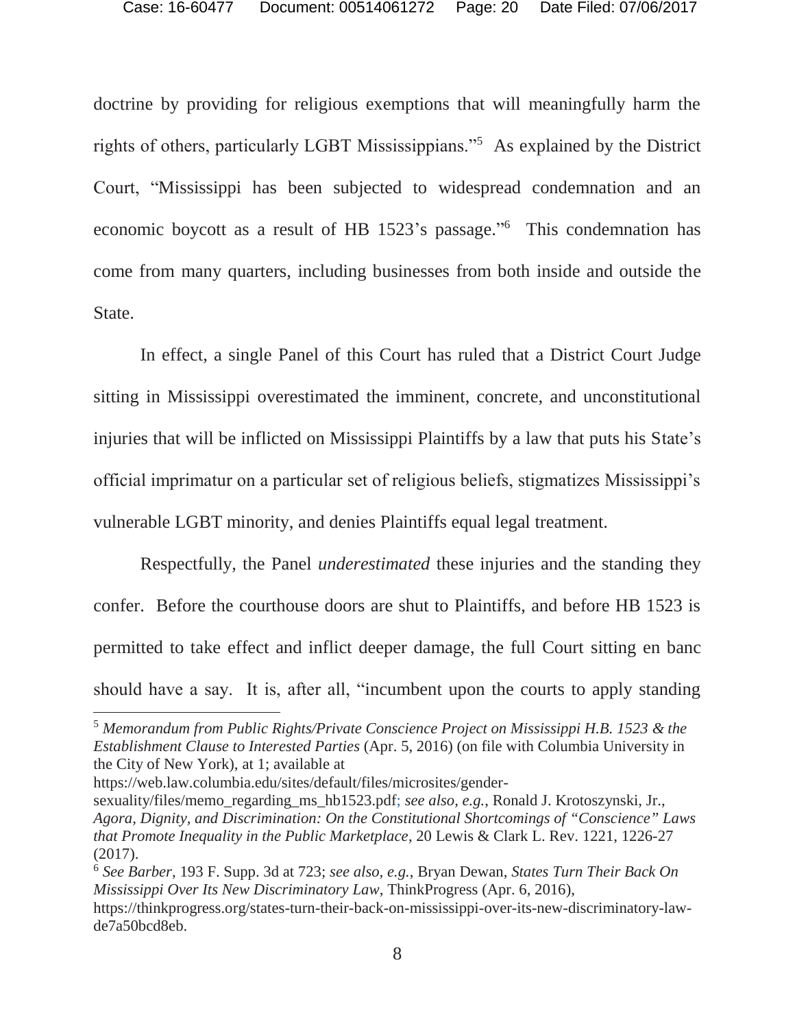doctrine by providing for religious exemptions that will meaningfully harm the rights of others, particularly LGBT Mississippians."[5] As explained by the District Court, "Mississippi has been subjected to widespread condemnation and an economic boycott as a result of HB 1523's passage."[6] This condemnation has come from many quarters, including businesses from both inside and outside the State.

In effect, a single Panel of this Court has ruled that a District Court Judge sitting in Mississippi overestimated the imminent, concrete, and unconstitutional injuries that will be inflicted on Mississippi Plaintiffs by a law that puts his State's official imprimatur on a particular set of religious beliefs, stigmatizes Mississippi's vulnerable LGBT minority, and denies Plaintiffs equal legal treatment.

Respectfully, the Panel *underestimated* these injuries and the standing they confer. Before the courthouse doors are shut to Plaintiffs, and before HB 1523 is permitted to take effect and inflict deeper damage, the full Court sitting en banc should have a say. It is, after all, "incumbent upon the courts to apply standing

---

[5] *Memorandum from Public Rights/Private Conscience Project on Mississippi H.B. 1523 & the Establishment Clause to Interested Parties* (Apr. 5, 2016) (on file with Columbia University in the City of New York), at 1; available at https://web.law.columbia.edu/sites/default/files/microsites/gender-sexuality/files/memo_regarding_ms_hb1523.pdf; *see also, e.g.*, Ronald J. Krotoszynski, Jr., *Agora, Dignity, and Discrimination: On the Constitutional Shortcomings of "Conscience" Laws that Promote Inequality in the Public Marketplace*, 20 Lewis & Clark L. Rev. 1221, 1226-27 (2017).

[6] *See Barber*, 193 F. Supp. 3d at 723; *see also, e.g.*, Bryan Dewan, *States Turn Their Back On Mississippi Over Its New Discriminatory Law*, ThinkProgress (Apr. 6, 2016), https://thinkprogress.org/states-turn-their-back-on-mississippi-over-its-new-discriminatory-law-de7a50bcd8eb.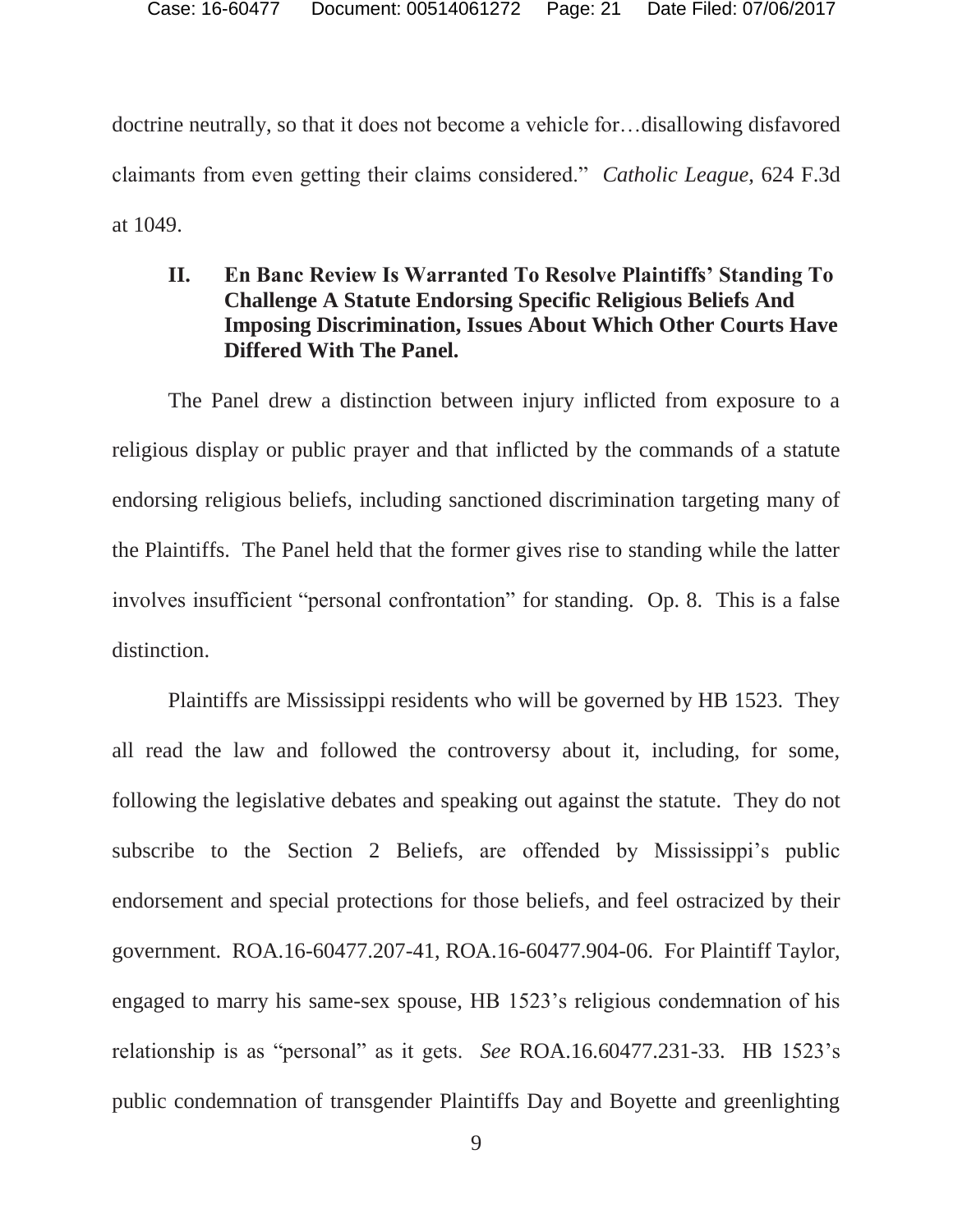doctrine neutrally, so that it does not become a vehicle for…disallowing disfavored claimants from even getting their claims considered." *Catholic League*, 624 F.3d at 1049.

## II. En Banc Review Is Warranted To Resolve Plaintiffs' Standing To Challenge A Statute Endorsing Specific Religious Beliefs And Imposing Discrimination, Issues About Which Other Courts Have Differed With The Panel.

The Panel drew a distinction between injury inflicted from exposure to a religious display or public prayer and that inflicted by the commands of a statute endorsing religious beliefs, including sanctioned discrimination targeting many of the Plaintiffs. The Panel held that the former gives rise to standing while the latter involves insufficient "personal confrontation" for standing. Op. 8. This is a false distinction.

Plaintiffs are Mississippi residents who will be governed by HB 1523. They all read the law and followed the controversy about it, including, for some, following the legislative debates and speaking out against the statute. They do not subscribe to the Section 2 Beliefs, are offended by Mississippi's public endorsement and special protections for those beliefs, and feel ostracized by their government. ROA.16-60477.207-41, ROA.16-60477.904-06. For Plaintiff Taylor, engaged to marry his same-sex spouse, HB 1523's religious condemnation of his relationship is as "personal" as it gets. *See* ROA.16.60477.231-33. HB 1523's public condemnation of transgender Plaintiffs Day and Boyette and greenlighting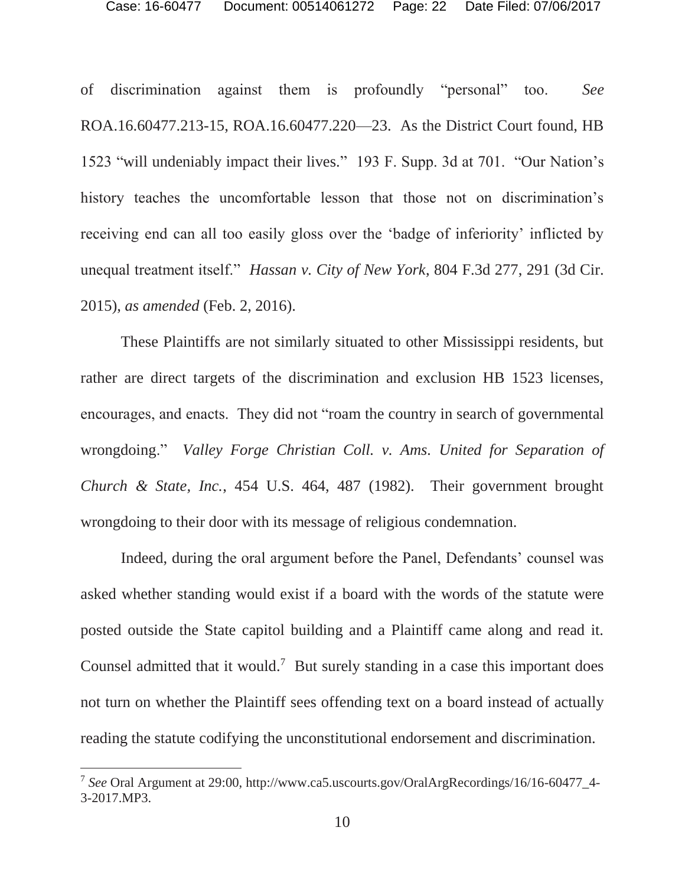of discrimination against them is profoundly "personal" too. *See* ROA.16.60477.213-15, ROA.16.60477.220—23. As the District Court found, HB 1523 "will undeniably impact their lives." 193 F. Supp. 3d at 701. "Our Nation's history teaches the uncomfortable lesson that those not on discrimination's receiving end can all too easily gloss over the 'badge of inferiority' inflicted by unequal treatment itself." *Hassan v. City of New York*, 804 F.3d 277, 291 (3d Cir. 2015), *as amended* (Feb. 2, 2016).

These Plaintiffs are not similarly situated to other Mississippi residents, but rather are direct targets of the discrimination and exclusion HB 1523 licenses, encourages, and enacts. They did not "roam the country in search of governmental wrongdoing." *Valley Forge Christian Coll. v. Ams. United for Separation of Church & State, Inc.*, 454 U.S. 464, 487 (1982). Their government brought wrongdoing to their door with its message of religious condemnation.

Indeed, during the oral argument before the Panel, Defendants' counsel was asked whether standing would exist if a board with the words of the statute were posted outside the State capitol building and a Plaintiff came along and read it. Counsel admitted that it would.[7] But surely standing in a case this important does not turn on whether the Plaintiff sees offending text on a board instead of actually reading the statute codifying the unconstitutional endorsement and discrimination.

---

[7] *See* Oral Argument at 29:00, http://www.ca5.uscourts.gov/OralArgRecordings/16/16-60477_4-3-2017.MP3.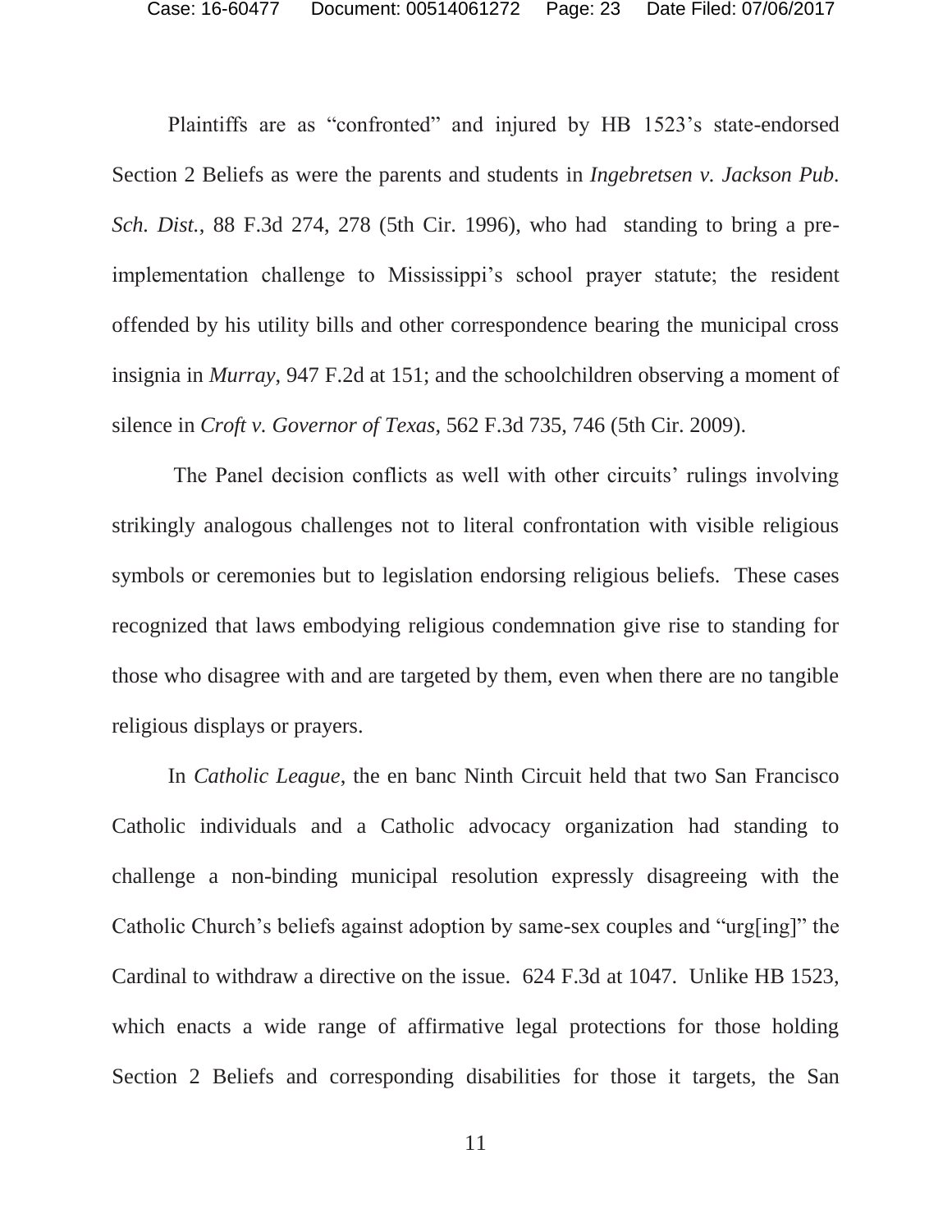Plaintiffs are as "confronted" and injured by HB 1523's state-endorsed Section 2 Beliefs as were the parents and students in *Ingebretsen v. Jackson Pub. Sch. Dist.*, 88 F.3d 274, 278 (5th Cir. 1996), who had standing to bring a pre-implementation challenge to Mississippi's school prayer statute; the resident offended by his utility bills and other correspondence bearing the municipal cross insignia in *Murray*, 947 F.2d at 151; and the schoolchildren observing a moment of silence in *Croft v. Governor of Texas*, 562 F.3d 735, 746 (5th Cir. 2009).

The Panel decision conflicts as well with other circuits' rulings involving strikingly analogous challenges not to literal confrontation with visible religious symbols or ceremonies but to legislation endorsing religious beliefs. These cases recognized that laws embodying religious condemnation give rise to standing for those who disagree with and are targeted by them, even when there are no tangible religious displays or prayers.

In *Catholic League*, the en banc Ninth Circuit held that two San Francisco Catholic individuals and a Catholic advocacy organization had standing to challenge a non-binding municipal resolution expressly disagreeing with the Catholic Church's beliefs against adoption by same-sex couples and "urg[ing]" the Cardinal to withdraw a directive on the issue. 624 F.3d at 1047. Unlike HB 1523, which enacts a wide range of affirmative legal protections for those holding Section 2 Beliefs and corresponding disabilities for those it targets, the San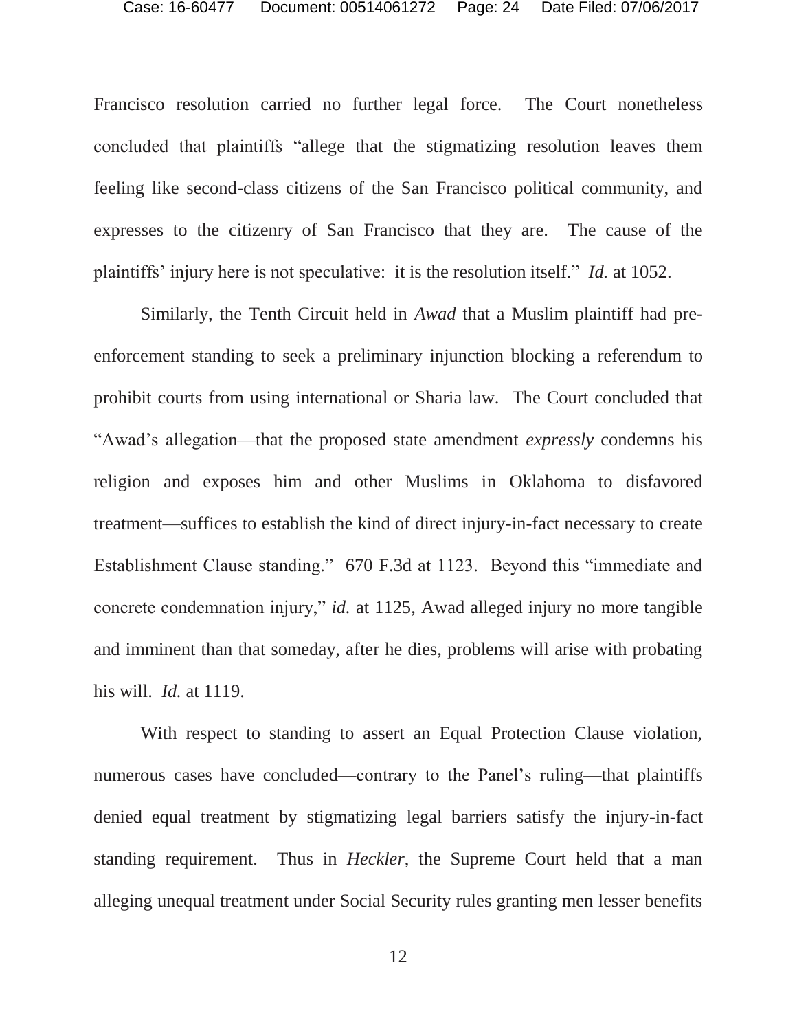Francisco resolution carried no further legal force. The Court nonetheless concluded that plaintiffs "allege that the stigmatizing resolution leaves them feeling like second-class citizens of the San Francisco political community, and expresses to the citizenry of San Francisco that they are. The cause of the plaintiffs' injury here is not speculative: it is the resolution itself." *Id.* at 1052.

Similarly, the Tenth Circuit held in *Awad* that a Muslim plaintiff had pre-enforcement standing to seek a preliminary injunction blocking a referendum to prohibit courts from using international or Sharia law. The Court concluded that "Awad's allegation—that the proposed state amendment *expressly* condemns his religion and exposes him and other Muslims in Oklahoma to disfavored treatment—suffices to establish the kind of direct injury-in-fact necessary to create Establishment Clause standing." 670 F.3d at 1123. Beyond this "immediate and concrete condemnation injury," *id.* at 1125, Awad alleged injury no more tangible and imminent than that someday, after he dies, problems will arise with probating his will. *Id.* at 1119.

With respect to standing to assert an Equal Protection Clause violation, numerous cases have concluded—contrary to the Panel's ruling—that plaintiffs denied equal treatment by stigmatizing legal barriers satisfy the injury-in-fact standing requirement. Thus in *Heckler*, the Supreme Court held that a man alleging unequal treatment under Social Security rules granting men lesser benefits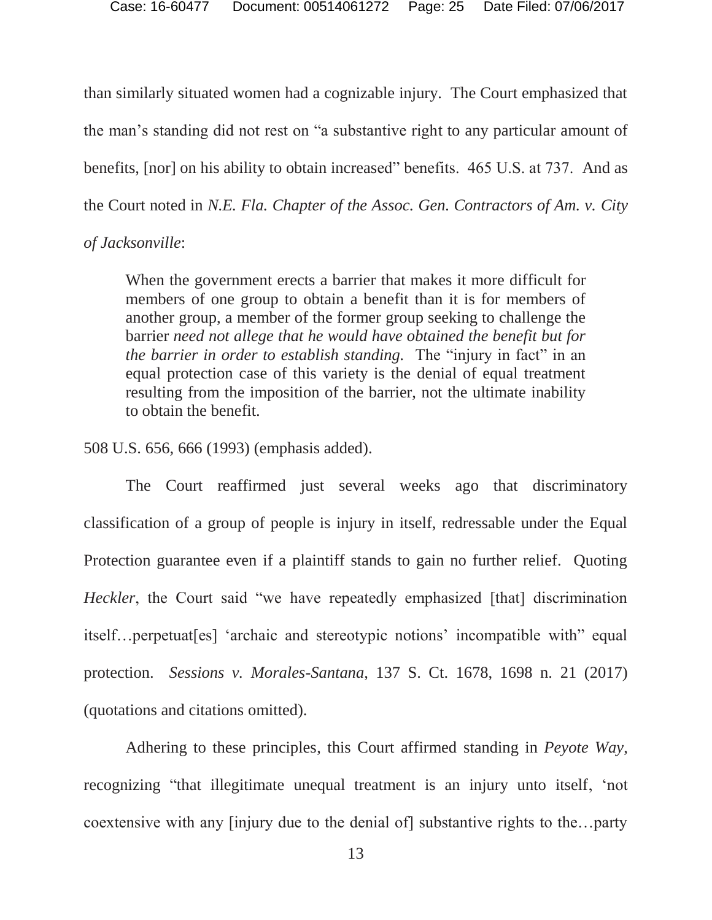than similarly situated women had a cognizable injury. The Court emphasized that the man's standing did not rest on "a substantive right to any particular amount of benefits, [nor] on his ability to obtain increased" benefits. 465 U.S. at 737. And as the Court noted in *N.E. Fla. Chapter of the Assoc. Gen. Contractors of Am. v. City of Jacksonville*:

> When the government erects a barrier that makes it more difficult for members of one group to obtain a benefit than it is for members of another group, a member of the former group seeking to challenge the barrier *need not allege that he would have obtained the benefit but for the barrier in order to establish standing.* The "injury in fact" in an equal protection case of this variety is the denial of equal treatment resulting from the imposition of the barrier, not the ultimate inability to obtain the benefit.

508 U.S. 656, 666 (1993) (emphasis added).

The Court reaffirmed just several weeks ago that discriminatory classification of a group of people is injury in itself, redressable under the Equal Protection guarantee even if a plaintiff stands to gain no further relief. Quoting *Heckler*, the Court said "we have repeatedly emphasized [that] discrimination itself…perpetuat[es] 'archaic and stereotypic notions' incompatible with" equal protection. *Sessions v. Morales-Santana*, 137 S. Ct. 1678, 1698 n. 21 (2017) (quotations and citations omitted).

Adhering to these principles, this Court affirmed standing in *Peyote Way*, recognizing "that illegitimate unequal treatment is an injury unto itself, 'not coextensive with any [injury due to the denial of] substantive rights to the…party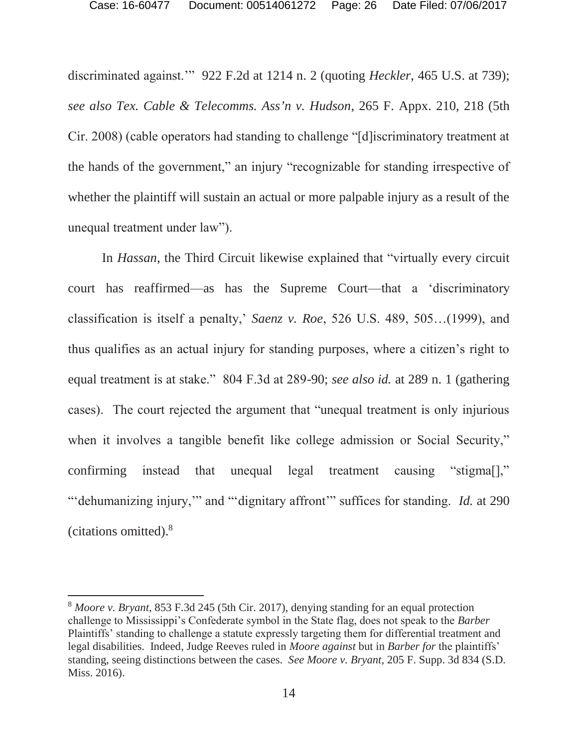discriminated against.'" 922 F.2d at 1214 n. 2 (quoting *Heckler*, 465 U.S. at 739); *see also Tex. Cable & Telecomms. Ass'n v. Hudson*, 265 F. Appx. 210, 218 (5th Cir. 2008) (cable operators had standing to challenge "[d]iscriminatory treatment at the hands of the government," an injury "recognizable for standing irrespective of whether the plaintiff will sustain an actual or more palpable injury as a result of the unequal treatment under law").

In *Hassan*, the Third Circuit likewise explained that "virtually every circuit court has reaffirmed—as has the Supreme Court—that a 'discriminatory classification is itself a penalty,' *Saenz v. Roe*, 526 U.S. 489, 505…(1999), and thus qualifies as an actual injury for standing purposes, where a citizen's right to equal treatment is at stake." 804 F.3d at 289-90; *see also id.* at 289 n. 1 (gathering cases). The court rejected the argument that "unequal treatment is only injurious when it involves a tangible benefit like college admission or Social Security," confirming instead that unequal legal treatment causing "stigma[]," "'dehumanizing injury,'" and "'dignitary affront'" suffices for standing. *Id.* at 290 (citations omitted).[8]

---

[8] *Moore v. Bryant*, 853 F.3d 245 (5th Cir. 2017), denying standing for an equal protection challenge to Mississippi's Confederate symbol in the State flag, does not speak to the *Barber* Plaintiffs' standing to challenge a statute expressly targeting them for differential treatment and legal disabilities. Indeed, Judge Reeves ruled in *Moore against* but in *Barber for* the plaintiffs' standing, seeing distinctions between the cases. *See Moore v. Bryant*, 205 F. Supp. 3d 834 (S.D. Miss. 2016).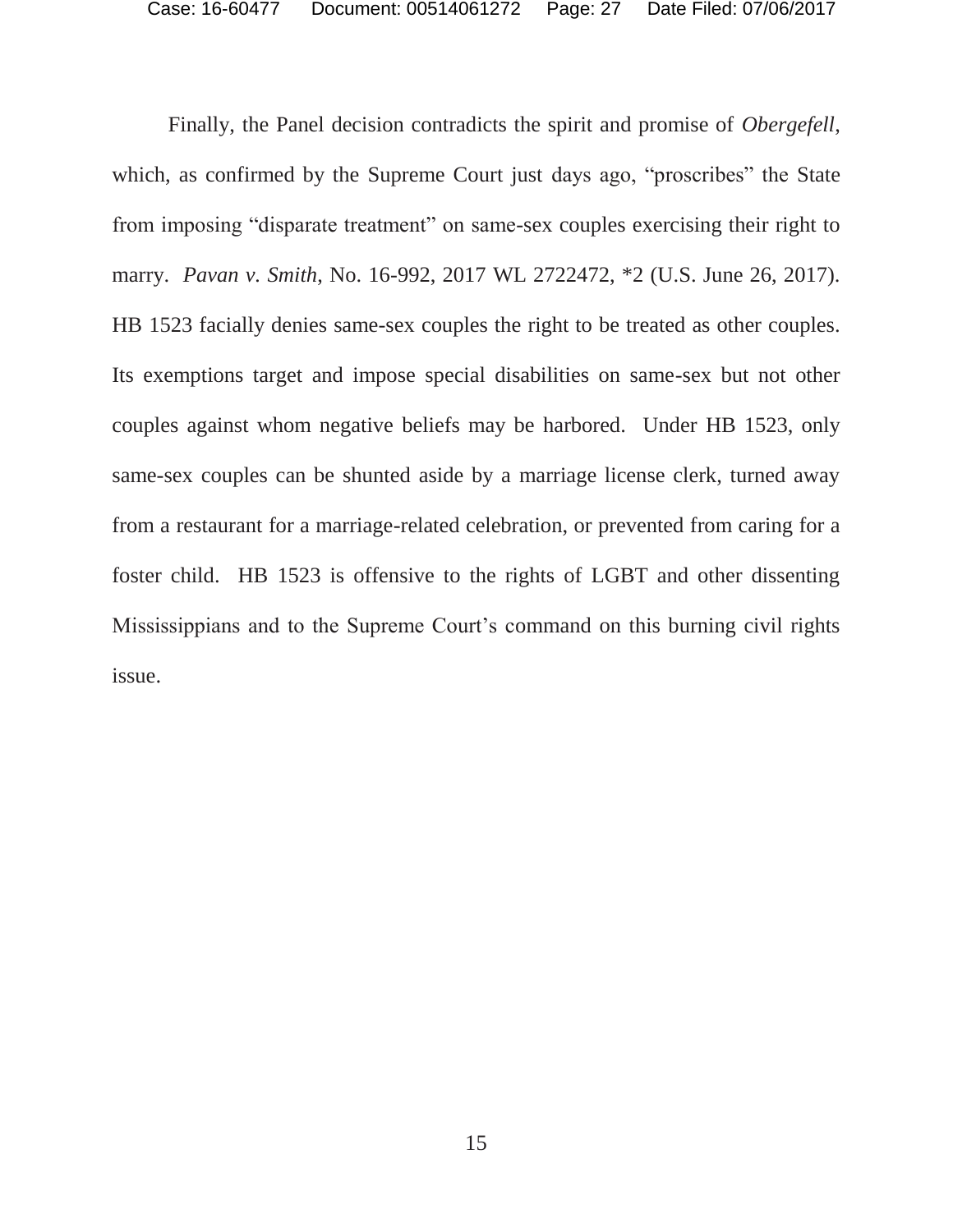Finally, the Panel decision contradicts the spirit and promise of *Obergefell*, which, as confirmed by the Supreme Court just days ago, "proscribes" the State from imposing "disparate treatment" on same-sex couples exercising their right to marry. *Pavan v. Smith*, No. 16-992, 2017 WL 2722472, *2 (U.S. June 26, 2017). HB 1523 facially denies same-sex couples the right to be treated as other couples. Its exemptions target and impose special disabilities on same-sex but not other couples against whom negative beliefs may be harbored. Under HB 1523, only same-sex couples can be shunted aside by a marriage license clerk, turned away from a restaurant for a marriage-related celebration, or prevented from caring for a foster child. HB 1523 is offensive to the rights of LGBT and other dissenting Mississippians and to the Supreme Court's command on this burning civil rights issue.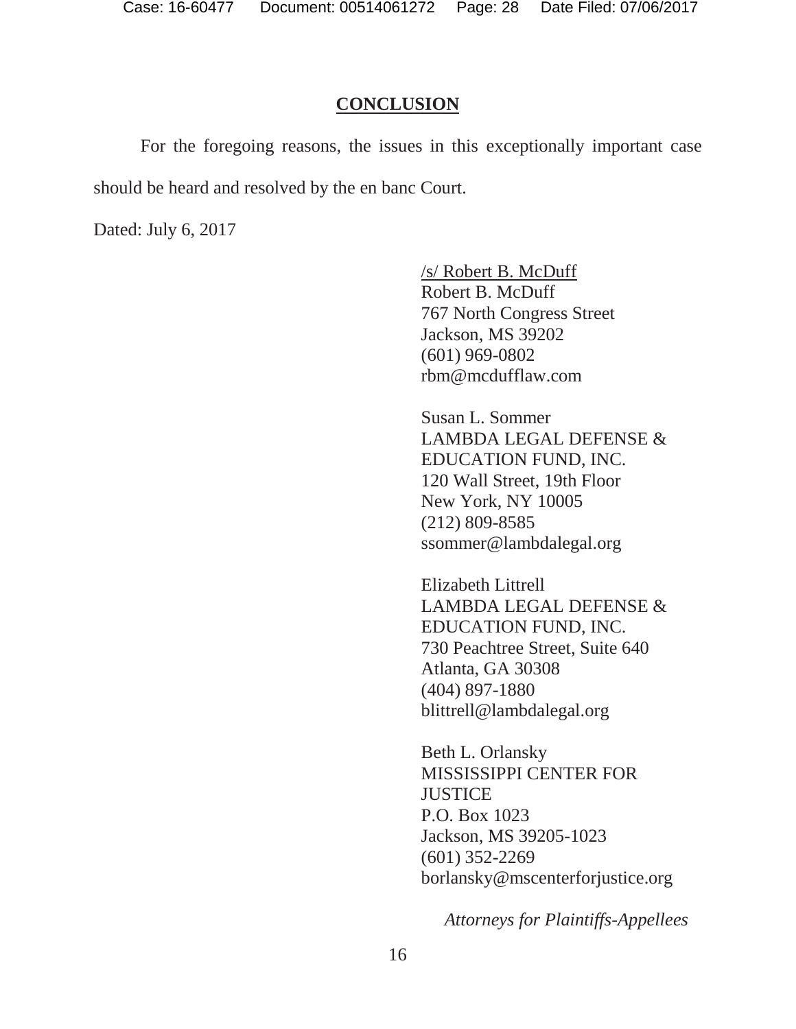## CONCLUSION

For the foregoing reasons, the issues in this exceptionally important case should be heard and resolved by the en banc Court.

Dated: July 6, 2017

/s/ Robert B. McDuff
Robert B. McDuff
767 North Congress Street
Jackson, MS 39202
(601) 969-0802
rbm@mcdufflaw.com

Susan L. Sommer
LAMBDA LEGAL DEFENSE & EDUCATION FUND, INC.
120 Wall Street, 19th Floor
New York, NY 10005
(212) 809-8585
ssommer@lambdalegal.org

Elizabeth Littrell
LAMBDA LEGAL DEFENSE & EDUCATION FUND, INC.
730 Peachtree Street, Suite 640
Atlanta, GA 30308
(404) 897-1880
blittrell@lambdalegal.org

Beth L. Orlansky
MISSISSIPPI CENTER FOR JUSTICE
P.O. Box 1023
Jackson, MS 39205-1023
(601) 352-2269
borlansky@mscenterforjustice.org

*Attorneys for Plaintiffs-Appellees*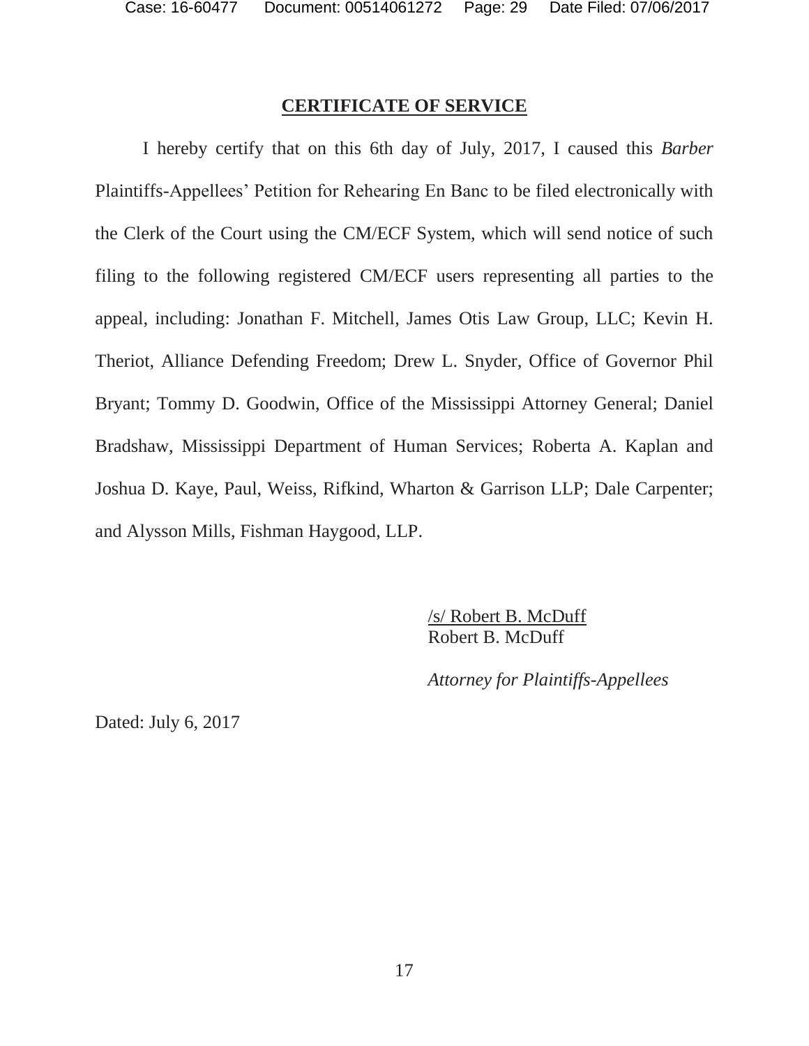## CERTIFICATE OF SERVICE

I hereby certify that on this 6th day of July, 2017, I caused this *Barber* Plaintiffs-Appellees' Petition for Rehearing En Banc to be filed electronically with the Clerk of the Court using the CM/ECF System, which will send notice of such filing to the following registered CM/ECF users representing all parties to the appeal, including: Jonathan F. Mitchell, James Otis Law Group, LLC; Kevin H. Theriot, Alliance Defending Freedom; Drew L. Snyder, Office of Governor Phil Bryant; Tommy D. Goodwin, Office of the Mississippi Attorney General; Daniel Bradshaw, Mississippi Department of Human Services; Roberta A. Kaplan and Joshua D. Kaye, Paul, Weiss, Rifkind, Wharton & Garrison LLP; Dale Carpenter; and Alysson Mills, Fishman Haygood, LLP.

/s/ Robert B. McDuff
Robert B. McDuff

*Attorney for Plaintiffs-Appellees*

Dated: July 6, 2017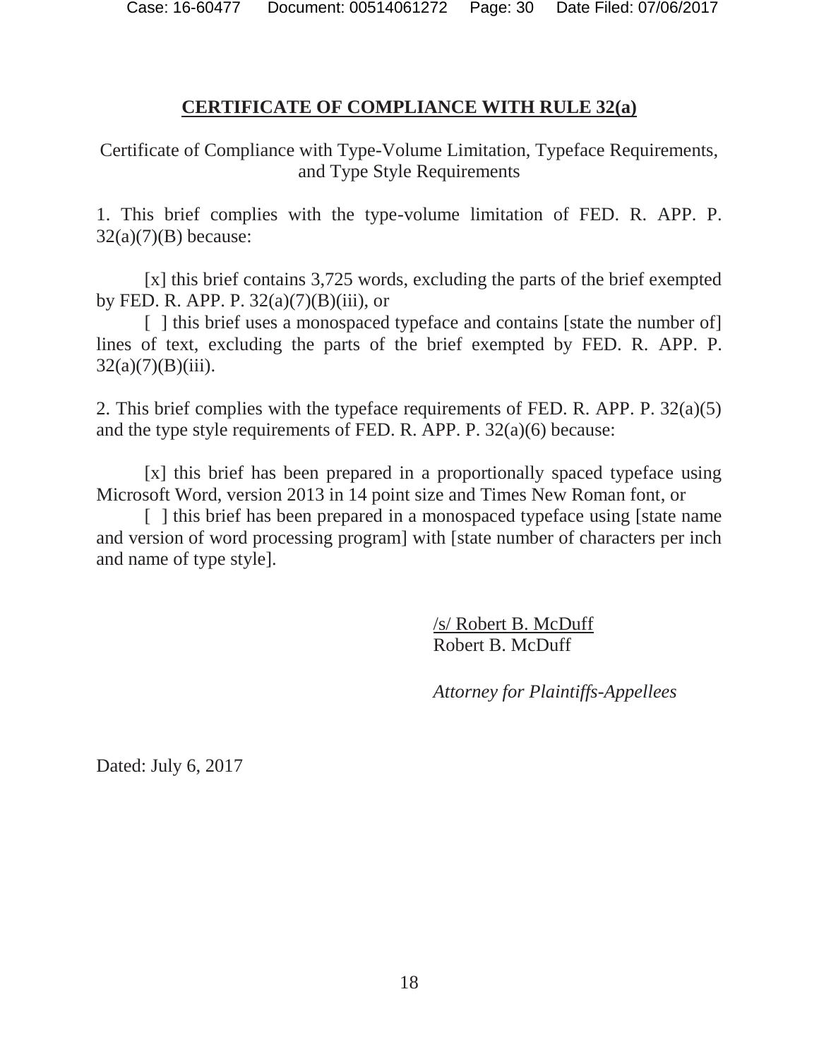## CERTIFICATE OF COMPLIANCE WITH RULE 32(a)

Certificate of Compliance with Type-Volume Limitation, Typeface Requirements, and Type Style Requirements

1. This brief complies with the type-volume limitation of FED. R. APP. P. 32(a)(7)(B) because:

[x] this brief contains 3,725 words, excluding the parts of the brief exempted by FED. R. APP. P. 32(a)(7)(B)(iii), or

[ ] this brief uses a monospaced typeface and contains [state the number of] lines of text, excluding the parts of the brief exempted by FED. R. APP. P. 32(a)(7)(B)(iii).

2. This brief complies with the typeface requirements of FED. R. APP. P. 32(a)(5) and the type style requirements of FED. R. APP. P. 32(a)(6) because:

[x] this brief has been prepared in a proportionally spaced typeface using Microsoft Word, version 2013 in 14 point size and Times New Roman font, or

[ ] this brief has been prepared in a monospaced typeface using [state name and version of word processing program] with [state number of characters per inch and name of type style].

/s/ Robert B. McDuff
Robert B. McDuff

*Attorney for Plaintiffs-Appellees*

Dated: July 6, 2017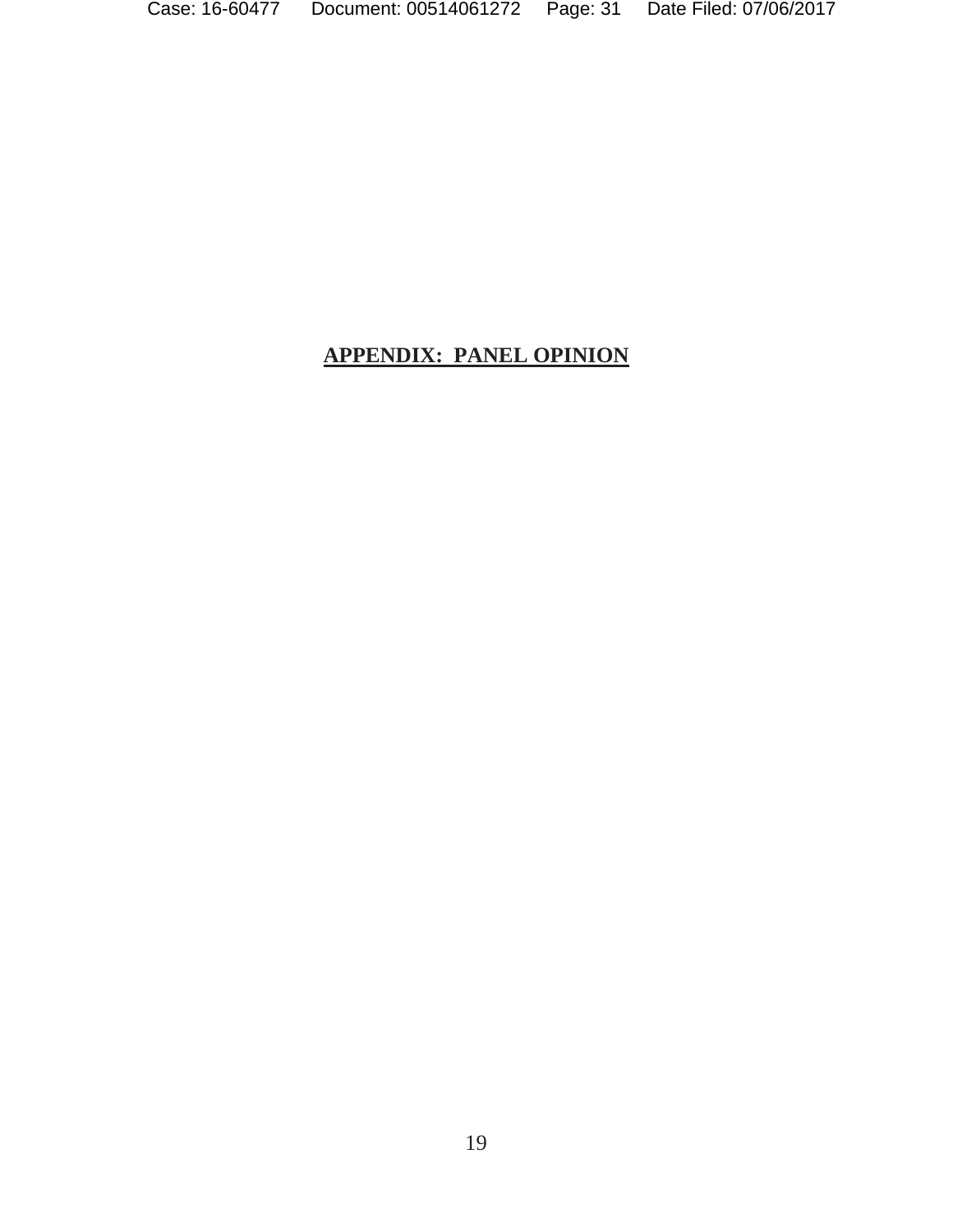**APPENDIX: PANEL OPINION**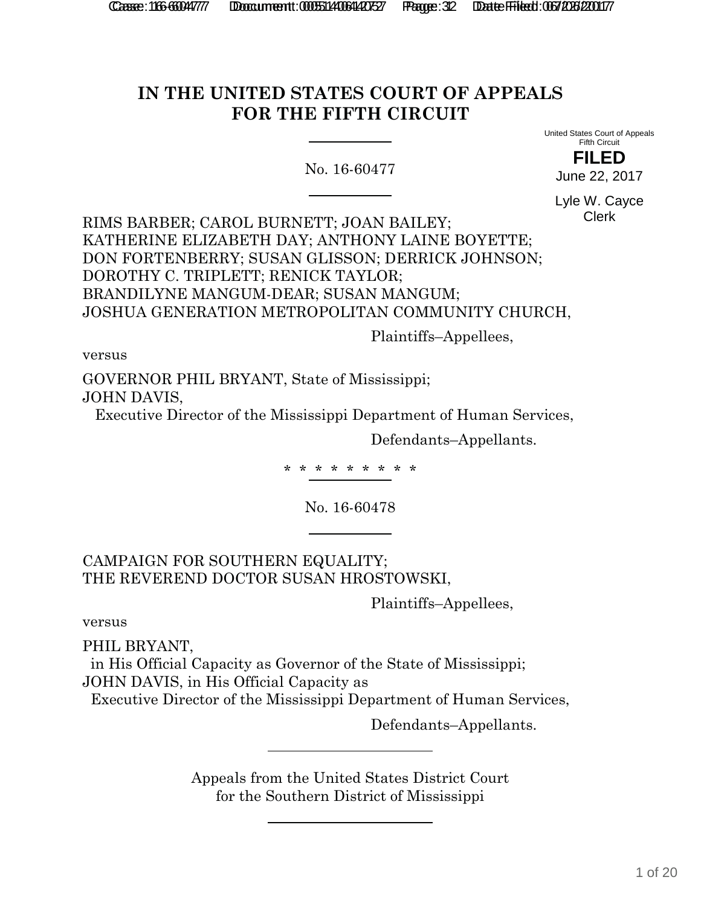# IN THE UNITED STATES COURT OF APPEALS FOR THE FIFTH CIRCUIT

United States Court of Appeals
Fifth Circuit

**FILED**

June 22, 2017

Lyle W. Cayce
Clerk

No. 16-60477

RIMS BARBER; CAROL BURNETT; JOAN BAILEY;
KATHERINE ELIZABETH DAY; ANTHONY LAINE BOYETTE;
DON FORTENBERRY; SUSAN GLISSON; DERRICK JOHNSON;
DOROTHY C. TRIPLETT; RENICK TAYLOR;
BRANDILYNE MANGUM-DEAR; SUSAN MANGUM;
JOSHUA GENERATION METROPOLITAN COMMUNITY CHURCH,

Plaintiffs–Appellees,

versus

GOVERNOR PHIL BRYANT, State of Mississippi;
JOHN DAVIS,
Executive Director of the Mississippi Department of Human Services,

Defendants–Appellants.

\* \* \* \* \* \* \* \* \*

No. 16-60478

CAMPAIGN FOR SOUTHERN EQUALITY;
THE REVEREND DOCTOR SUSAN HROSTOWSKI,

Plaintiffs–Appellees,

versus

PHIL BRYANT,
in His Official Capacity as Governor of the State of Mississippi;
JOHN DAVIS, in His Official Capacity as
Executive Director of the Mississippi Department of Human Services,

Defendants–Appellants.

Appeals from the United States District Court
for the Southern District of Mississippi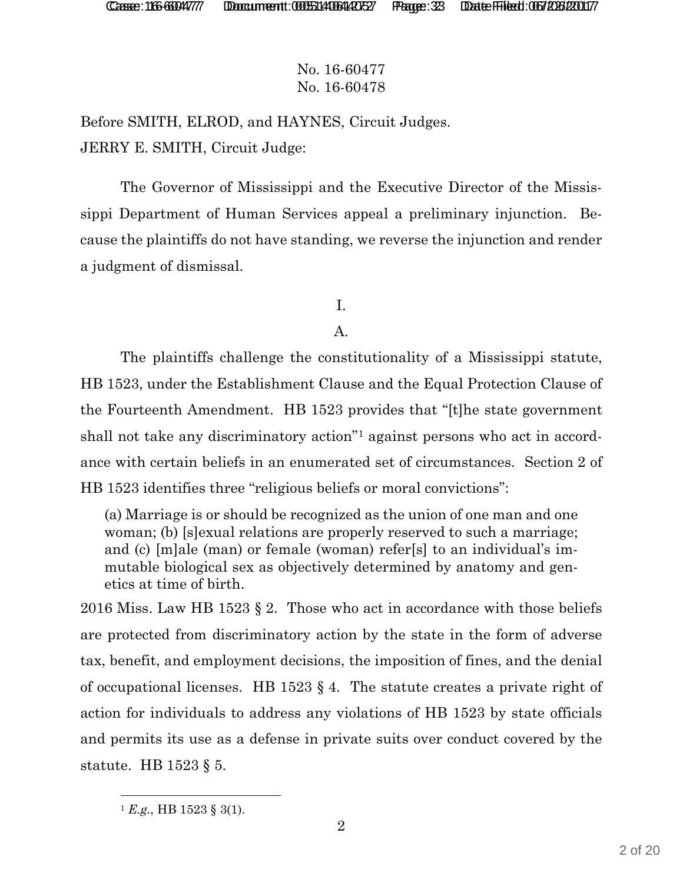No. 16-60477
No. 16-60478

Before SMITH, ELROD, and HAYNES, Circuit Judges.

JERRY E. SMITH, Circuit Judge:

The Governor of Mississippi and the Executive Director of the Mississippi Department of Human Services appeal a preliminary injunction. Because the plaintiffs do not have standing, we reverse the injunction and render a judgment of dismissal.

## I.

### A.

The plaintiffs challenge the constitutionality of a Mississippi statute, HB 1523, under the Establishment Clause and the Equal Protection Clause of the Fourteenth Amendment. HB 1523 provides that "[t]he state government shall not take any discriminatory action"[1] against persons who act in accordance with certain beliefs in an enumerated set of circumstances. Section 2 of HB 1523 identifies three "religious beliefs or moral convictions":

> (a) Marriage is or should be recognized as the union of one man and one woman; (b) [s]exual relations are properly reserved to such a marriage; and (c) [m]ale (man) or female (woman) refer[s] to an individual's immutable biological sex as objectively determined by anatomy and genetics at time of birth.

2016 Miss. Law HB 1523 § 2. Those who act in accordance with those beliefs are protected from discriminatory action by the state in the form of adverse tax, benefit, and employment decisions, the imposition of fines, and the denial of occupational licenses. HB 1523 § 4. The statute creates a private right of action for individuals to address any violations of HB 1523 by state officials and permits its use as a defense in private suits over conduct covered by the statute. HB 1523 § 5.

[1] *E.g.*, HB 1523 § 3(1).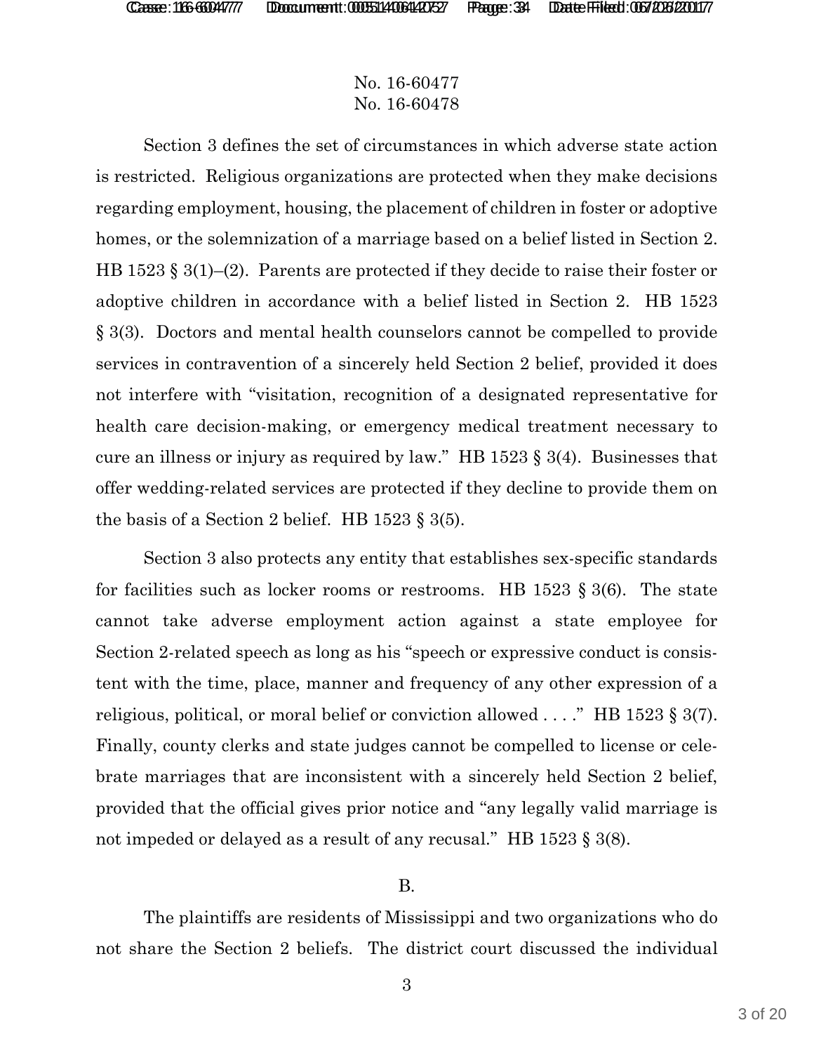No. 16-60477
No. 16-60478

Section 3 defines the set of circumstances in which adverse state action is restricted. Religious organizations are protected when they make decisions regarding employment, housing, the placement of children in foster or adoptive homes, or the solemnization of a marriage based on a belief listed in Section 2. HB 1523 § 3(1)–(2). Parents are protected if they decide to raise their foster or adoptive children in accordance with a belief listed in Section 2. HB 1523 § 3(3). Doctors and mental health counselors cannot be compelled to provide services in contravention of a sincerely held Section 2 belief, provided it does not interfere with "visitation, recognition of a designated representative for health care decision-making, or emergency medical treatment necessary to cure an illness or injury as required by law." HB 1523 § 3(4). Businesses that offer wedding-related services are protected if they decline to provide them on the basis of a Section 2 belief. HB 1523 § 3(5).

Section 3 also protects any entity that establishes sex-specific standards for facilities such as locker rooms or restrooms. HB 1523 § 3(6). The state cannot take adverse employment action against a state employee for Section 2-related speech as long as his "speech or expressive conduct is consistent with the time, place, manner and frequency of any other expression of a religious, political, or moral belief or conviction allowed . . . ." HB 1523 § 3(7). Finally, county clerks and state judges cannot be compelled to license or celebrate marriages that are inconsistent with a sincerely held Section 2 belief, provided that the official gives prior notice and "any legally valid marriage is not impeded or delayed as a result of any recusal." HB 1523 § 3(8).

B.

The plaintiffs are residents of Mississippi and two organizations who do not share the Section 2 beliefs. The district court discussed the individual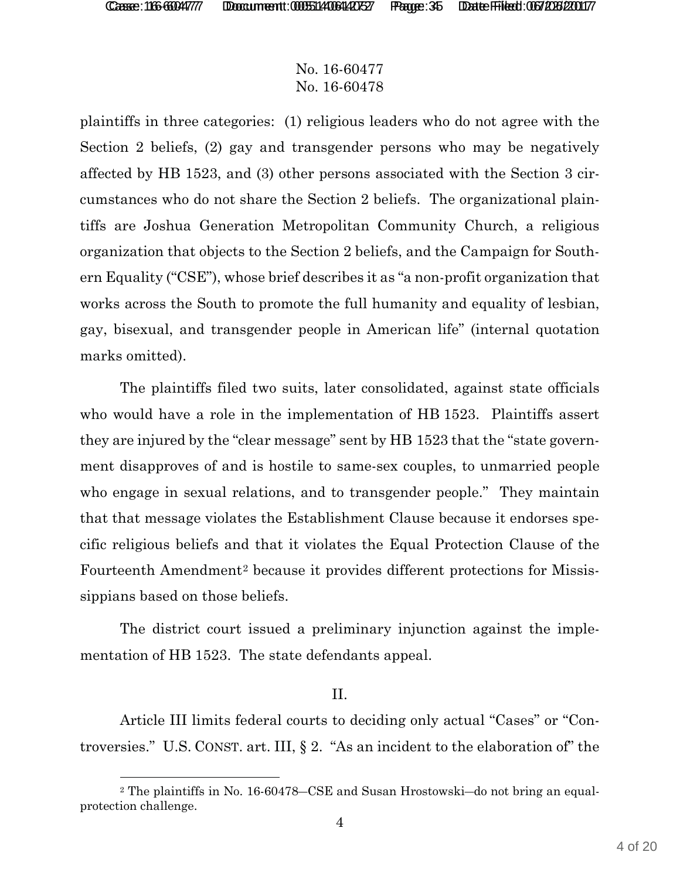No. 16-60477
No. 16-60478

plaintiffs in three categories: (1) religious leaders who do not agree with the Section 2 beliefs, (2) gay and transgender persons who may be negatively affected by HB 1523, and (3) other persons associated with the Section 3 circumstances who do not share the Section 2 beliefs. The organizational plaintiffs are Joshua Generation Metropolitan Community Church, a religious organization that objects to the Section 2 beliefs, and the Campaign for Southern Equality ("CSE"), whose brief describes it as "a non-profit organization that works across the South to promote the full humanity and equality of lesbian, gay, bisexual, and transgender people in American life" (internal quotation marks omitted).

The plaintiffs filed two suits, later consolidated, against state officials who would have a role in the implementation of HB 1523. Plaintiffs assert they are injured by the "clear message" sent by HB 1523 that the "state government disapproves of and is hostile to same-sex couples, to unmarried people who engage in sexual relations, and to transgender people." They maintain that that message violates the Establishment Clause because it endorses specific religious beliefs and that it violates the Equal Protection Clause of the Fourteenth Amendment[2] because it provides different protections for Mississippians based on those beliefs.

The district court issued a preliminary injunction against the implementation of HB 1523. The state defendants appeal.

## II.

Article III limits federal courts to deciding only actual "Cases" or "Controversies." U.S. CONST. art. III, § 2. "As an incident to the elaboration of" the

[2] The plaintiffs in No. 16-60478—CSE and Susan Hrostowski—do not bring an equal-protection challenge.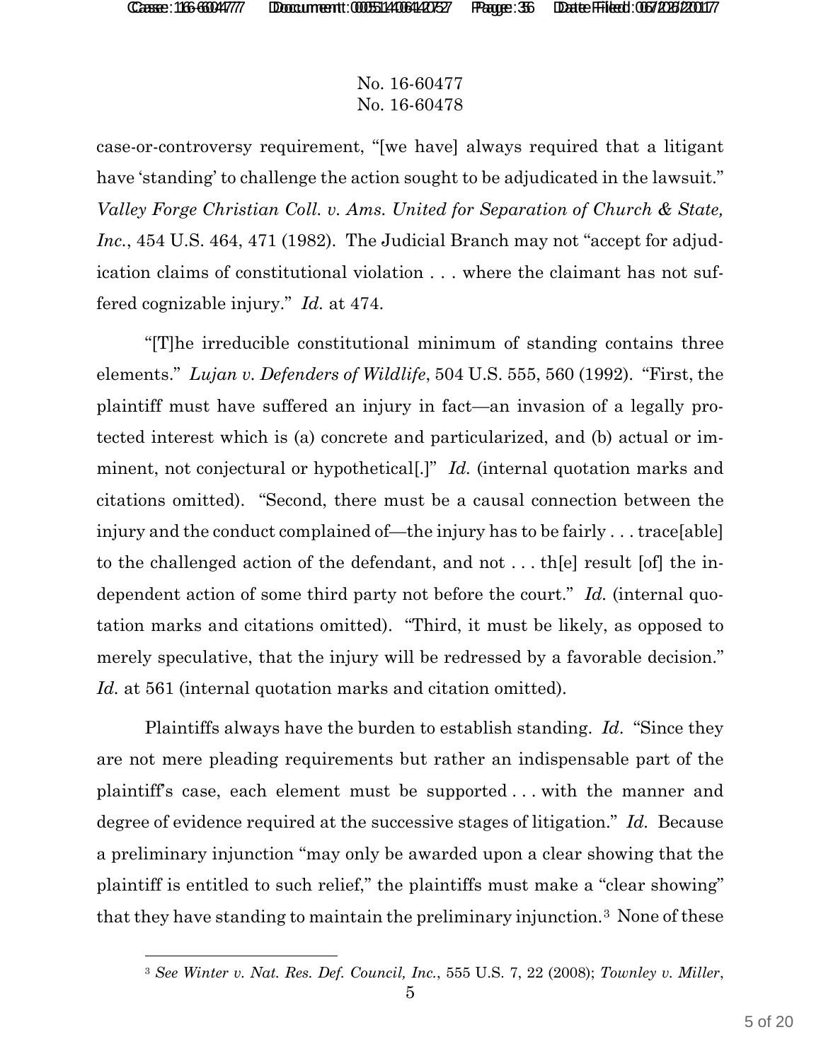case-or-controversy requirement, "[we have] always required that a litigant have 'standing' to challenge the action sought to be adjudicated in the lawsuit." *Valley Forge Christian Coll. v. Ams. United for Separation of Church & State, Inc.*, 454 U.S. 464, 471 (1982). The Judicial Branch may not "accept for adjudication claims of constitutional violation . . . where the claimant has not suffered cognizable injury." *Id.* at 474.

"[T]he irreducible constitutional minimum of standing contains three elements." *Lujan v. Defenders of Wildlife*, 504 U.S. 555, 560 (1992). "First, the plaintiff must have suffered an injury in fact—an invasion of a legally protected interest which is (a) concrete and particularized, and (b) actual or imminent, not conjectural or hypothetical[.]" *Id.* (internal quotation marks and citations omitted). "Second, there must be a causal connection between the injury and the conduct complained of—the injury has to be fairly . . . trace[able] to the challenged action of the defendant, and not . . . th[e] result [of] the independent action of some third party not before the court." *Id.* (internal quotation marks and citations omitted). "Third, it must be likely, as opposed to merely speculative, that the injury will be redressed by a favorable decision." *Id.* at 561 (internal quotation marks and citation omitted).

Plaintiffs always have the burden to establish standing. *Id*. "Since they are not mere pleading requirements but rather an indispensable part of the plaintiff's case, each element must be supported . . . with the manner and degree of evidence required at the successive stages of litigation." *Id.* Because a preliminary injunction "may only be awarded upon a clear showing that the plaintiff is entitled to such relief," the plaintiffs must make a "clear showing" that they have standing to maintain the preliminary injunction.[3] None of these

[3] *See Winter v. Nat. Res. Def. Council, Inc.*, 555 U.S. 7, 22 (2008); *Townley v. Miller*,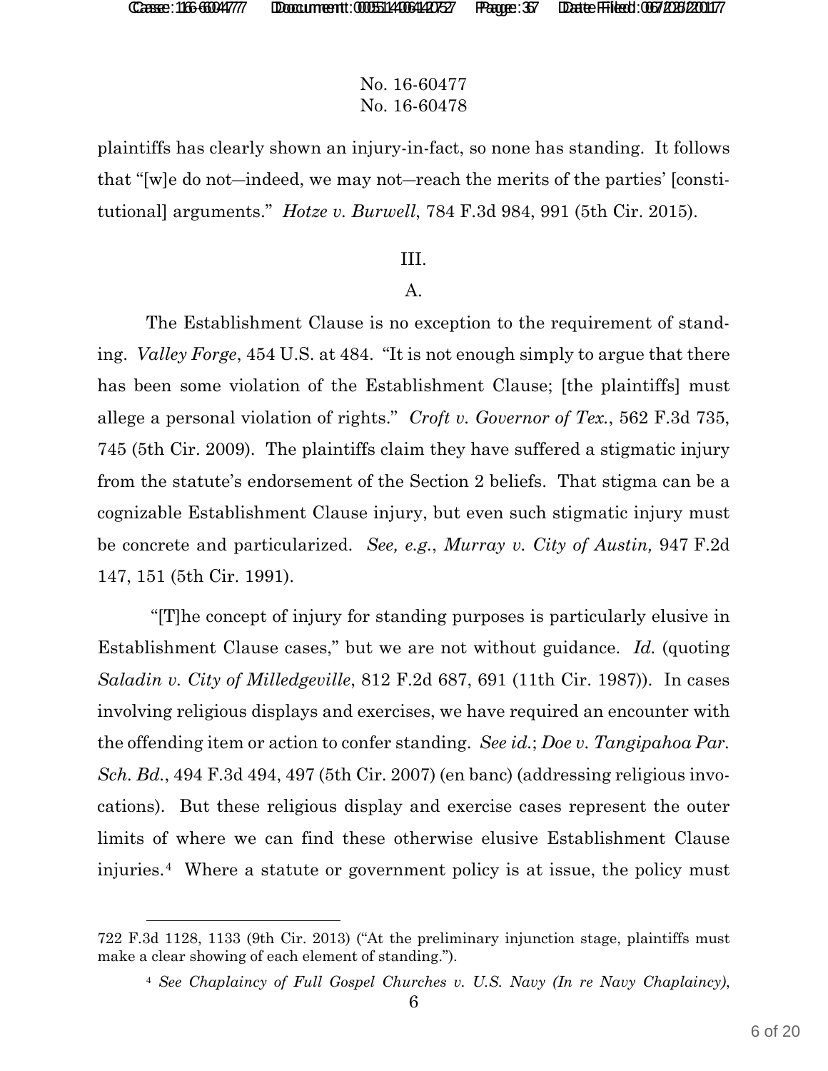No. 16-60477
No. 16-60478

plaintiffs has clearly shown an injury-in-fact, so none has standing. It follows that "[w]e do not—indeed, we may not—reach the merits of the parties' [constitutional] arguments." *Hotze v. Burwell*, 784 F.3d 984, 991 (5th Cir. 2015).

III.

A.

The Establishment Clause is no exception to the requirement of standing. *Valley Forge*, 454 U.S. at 484. "It is not enough simply to argue that there has been some violation of the Establishment Clause; [the plaintiffs] must allege a personal violation of rights." *Croft v. Governor of Tex.*, 562 F.3d 735, 745 (5th Cir. 2009). The plaintiffs claim they have suffered a stigmatic injury from the statute's endorsement of the Section 2 beliefs. That stigma can be a cognizable Establishment Clause injury, but even such stigmatic injury must be concrete and particularized. *See, e.g.*, *Murray v. City of Austin,* 947 F.2d 147, 151 (5th Cir. 1991).

"[T]he concept of injury for standing purposes is particularly elusive in Establishment Clause cases," but we are not without guidance. *Id.* (quoting *Saladin v. City of Milledgeville*, 812 F.2d 687, 691 (11th Cir. 1987)). In cases involving religious displays and exercises, we have required an encounter with the offending item or action to confer standing. *See id.*; *Doe v. Tangipahoa Par. Sch. Bd.*, 494 F.3d 494, 497 (5th Cir. 2007) (en banc) (addressing religious invocations). But these religious display and exercise cases represent the outer limits of where we can find these otherwise elusive Establishment Clause injuries.[4] Where a statute or government policy is at issue, the policy must

722 F.3d 1128, 1133 (9th Cir. 2013) ("At the preliminary injunction stage, plaintiffs must make a clear showing of each element of standing.").

[4] *See Chaplaincy of Full Gospel Churches v. U.S. Navy (In re Navy Chaplaincy)*,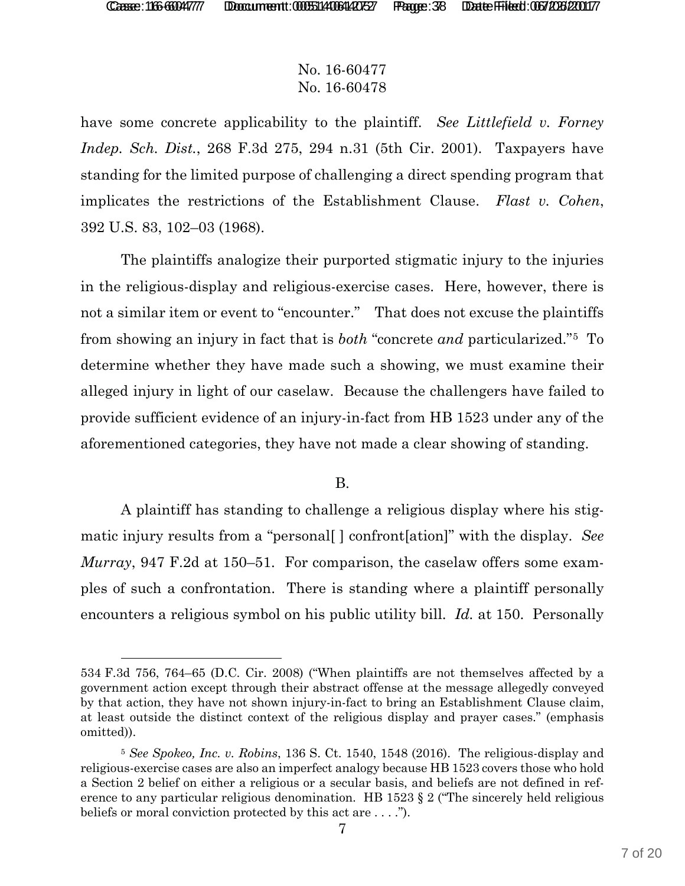have some concrete applicability to the plaintiff. *See Littlefield v. Forney Indep. Sch. Dist.*, 268 F.3d 275, 294 n.31 (5th Cir. 2001). Taxpayers have standing for the limited purpose of challenging a direct spending program that implicates the restrictions of the Establishment Clause. *Flast v. Cohen*, 392 U.S. 83, 102–03 (1968).

The plaintiffs analogize their purported stigmatic injury to the injuries in the religious-display and religious-exercise cases. Here, however, there is not a similar item or event to "encounter." That does not excuse the plaintiffs from showing an injury in fact that is *both* "concrete *and* particularized."[5] To determine whether they have made such a showing, we must examine their alleged injury in light of our caselaw. Because the challengers have failed to provide sufficient evidence of an injury-in-fact from HB 1523 under any of the aforementioned categories, they have not made a clear showing of standing.

B.

A plaintiff has standing to challenge a religious display where his stigmatic injury results from a "personal[ ] confront[ation]" with the display. *See Murray*, 947 F.2d at 150–51. For comparison, the caselaw offers some examples of such a confrontation. There is standing where a plaintiff personally encounters a religious symbol on his public utility bill. *Id.* at 150. Personally

---

534 F.3d 756, 764–65 (D.C. Cir. 2008) ("When plaintiffs are not themselves affected by a government action except through their abstract offense at the message allegedly conveyed by that action, they have not shown injury-in-fact to bring an Establishment Clause claim, at least outside the distinct context of the religious display and prayer cases." (emphasis omitted)).

[5] *See Spokeo, Inc. v. Robins*, 136 S. Ct. 1540, 1548 (2016). The religious-display and religious-exercise cases are also an imperfect analogy because HB 1523 covers those who hold a Section 2 belief on either a religious or a secular basis, and beliefs are not defined in reference to any particular religious denomination. HB 1523 § 2 ("The sincerely held religious beliefs or moral conviction protected by this act are . . . .").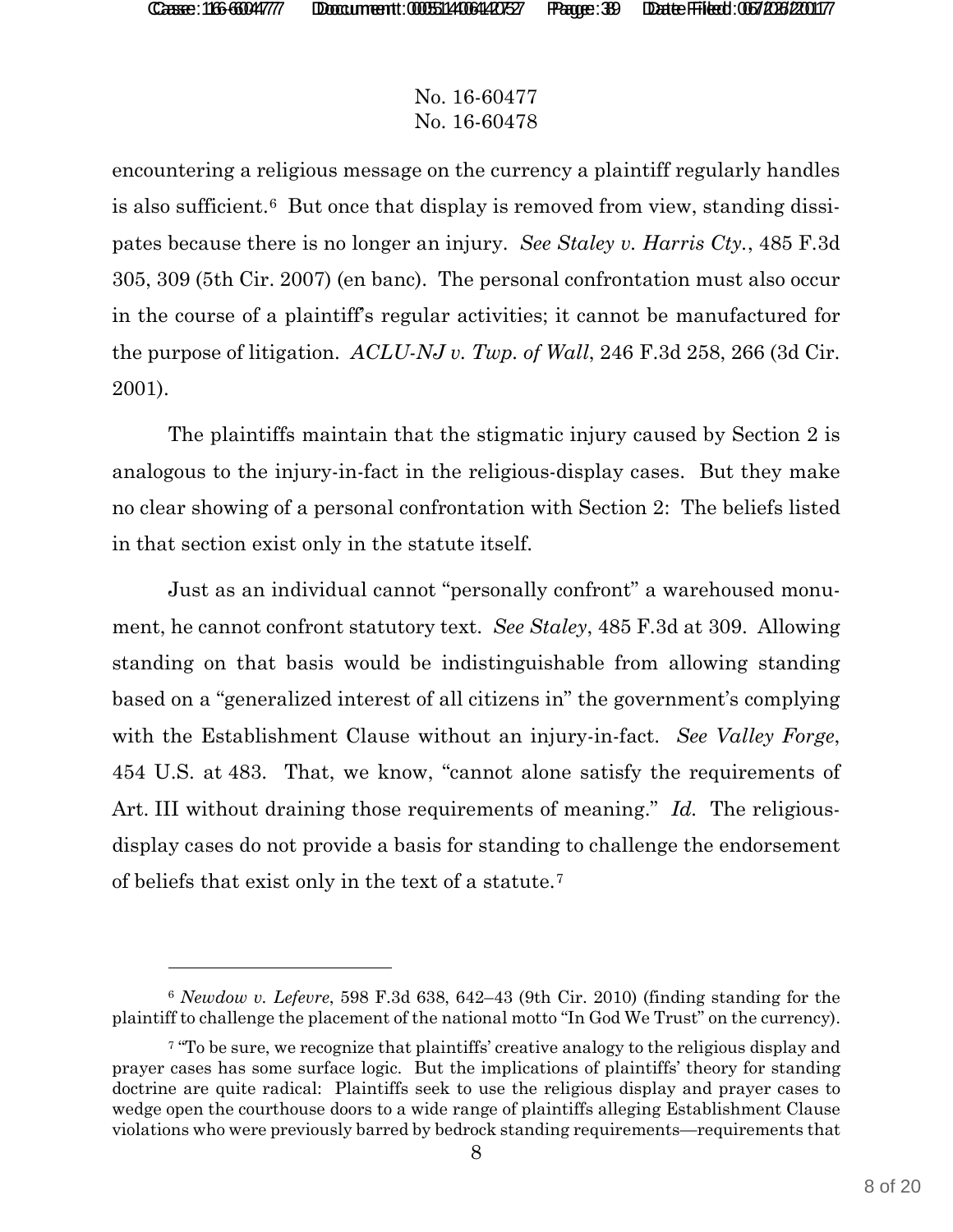encountering a religious message on the currency a plaintiff regularly handles is also sufficient.[6] But once that display is removed from view, standing dissipates because there is no longer an injury. *See Staley v. Harris Cty.*, 485 F.3d 305, 309 (5th Cir. 2007) (en banc). The personal confrontation must also occur in the course of a plaintiff's regular activities; it cannot be manufactured for the purpose of litigation. *ACLU-NJ v. Twp. of Wall*, 246 F.3d 258, 266 (3d Cir. 2001).

The plaintiffs maintain that the stigmatic injury caused by Section 2 is analogous to the injury-in-fact in the religious-display cases. But they make no clear showing of a personal confrontation with Section 2: The beliefs listed in that section exist only in the statute itself.

Just as an individual cannot "personally confront" a warehoused monument, he cannot confront statutory text. *See Staley*, 485 F.3d at 309. Allowing standing on that basis would be indistinguishable from allowing standing based on a "generalized interest of all citizens in" the government's complying with the Establishment Clause without an injury-in-fact. *See Valley Forge*, 454 U.S. at 483. That, we know, "cannot alone satisfy the requirements of Art. III without draining those requirements of meaning." *Id.* The religious-display cases do not provide a basis for standing to challenge the endorsement of beliefs that exist only in the text of a statute.[7]

---

[6] *Newdow v. Lefevre*, 598 F.3d 638, 642–43 (9th Cir. 2010) (finding standing for the plaintiff to challenge the placement of the national motto "In God We Trust" on the currency).

[7] "To be sure, we recognize that plaintiffs' creative analogy to the religious display and prayer cases has some surface logic. But the implications of plaintiffs' theory for standing doctrine are quite radical: Plaintiffs seek to use the religious display and prayer cases to wedge open the courthouse doors to a wide range of plaintiffs alleging Establishment Clause violations who were previously barred by bedrock standing requirements—requirements that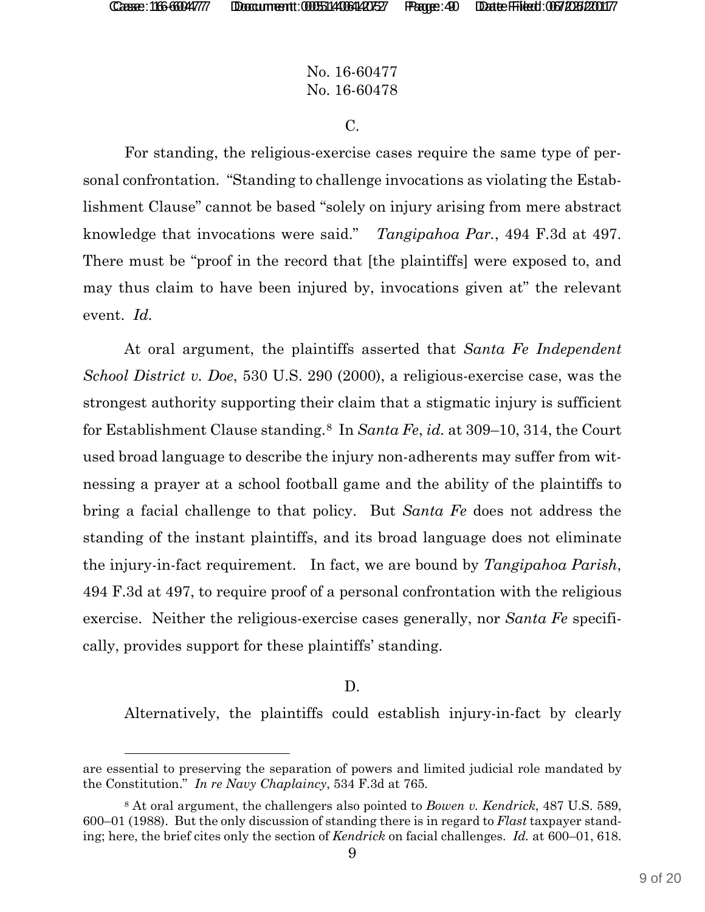No. 16-60477
No. 16-60478

C.

For standing, the religious-exercise cases require the same type of personal confrontation. "Standing to challenge invocations as violating the Establishment Clause" cannot be based "solely on injury arising from mere abstract knowledge that invocations were said." *Tangipahoa Par.*, 494 F.3d at 497. There must be "proof in the record that [the plaintiffs] were exposed to, and may thus claim to have been injured by, invocations given at" the relevant event. *Id.*

At oral argument, the plaintiffs asserted that *Santa Fe Independent School District v. Doe*, 530 U.S. 290 (2000), a religious-exercise case, was the strongest authority supporting their claim that a stigmatic injury is sufficient for Establishment Clause standing.[8] In *Santa Fe*, *id.* at 309–10, 314, the Court used broad language to describe the injury non-adherents may suffer from witnessing a prayer at a school football game and the ability of the plaintiffs to bring a facial challenge to that policy. But *Santa Fe* does not address the standing of the instant plaintiffs, and its broad language does not eliminate the injury-in-fact requirement. In fact, we are bound by *Tangipahoa Parish*, 494 F.3d at 497, to require proof of a personal confrontation with the religious exercise. Neither the religious-exercise cases generally, nor *Santa Fe* specifically, provides support for these plaintiffs' standing.

D.

Alternatively, the plaintiffs could establish injury-in-fact by clearly

---

are essential to preserving the separation of powers and limited judicial role mandated by the Constitution." *In re Navy Chaplaincy*, 534 F.3d at 765.

[8] At oral argument, the challengers also pointed to *Bowen v. Kendrick*, 487 U.S. 589, 600–01 (1988). But the only discussion of standing there is in regard to *Flast* taxpayer standing; here, the brief cites only the section of *Kendrick* on facial challenges. *Id.* at 600–01, 618.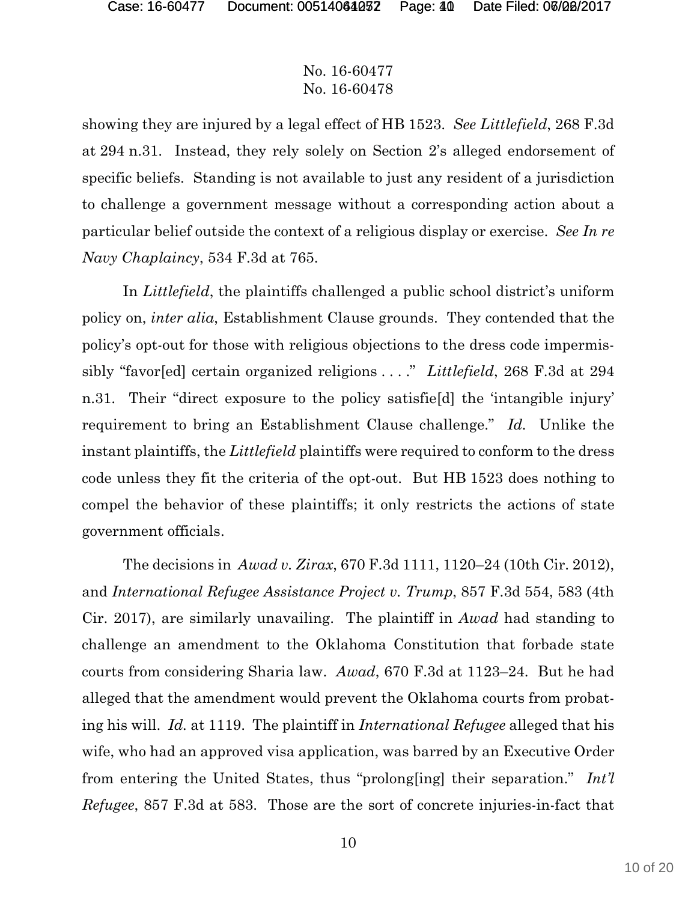No. 16-60477
No. 16-60478

showing they are injured by a legal effect of HB 1523. *See Littlefield*, 268 F.3d at 294 n.31. Instead, they rely solely on Section 2's alleged endorsement of specific beliefs. Standing is not available to just any resident of a jurisdiction to challenge a government message without a corresponding action about a particular belief outside the context of a religious display or exercise. *See In re Navy Chaplaincy*, 534 F.3d at 765.

In *Littlefield*, the plaintiffs challenged a public school district's uniform policy on, *inter alia*, Establishment Clause grounds. They contended that the policy's opt-out for those with religious objections to the dress code impermissibly "favor[ed] certain organized religions . . . ." *Littlefield*, 268 F.3d at 294 n.31. Their "direct exposure to the policy satisfie[d] the 'intangible injury' requirement to bring an Establishment Clause challenge." *Id.* Unlike the instant plaintiffs, the *Littlefield* plaintiffs were required to conform to the dress code unless they fit the criteria of the opt-out. But HB 1523 does nothing to compel the behavior of these plaintiffs; it only restricts the actions of state government officials.

The decisions in *Awad v. Zirax*, 670 F.3d 1111, 1120–24 (10th Cir. 2012), and *International Refugee Assistance Project v. Trump*, 857 F.3d 554, 583 (4th Cir. 2017), are similarly unavailing. The plaintiff in *Awad* had standing to challenge an amendment to the Oklahoma Constitution that forbade state courts from considering Sharia law. *Awad*, 670 F.3d at 1123–24. But he had alleged that the amendment would prevent the Oklahoma courts from probating his will. *Id.* at 1119. The plaintiff in *International Refugee* alleged that his wife, who had an approved visa application, was barred by an Executive Order from entering the United States, thus "prolong[ing] their separation." *Int'l Refugee*, 857 F.3d at 583. Those are the sort of concrete injuries-in-fact that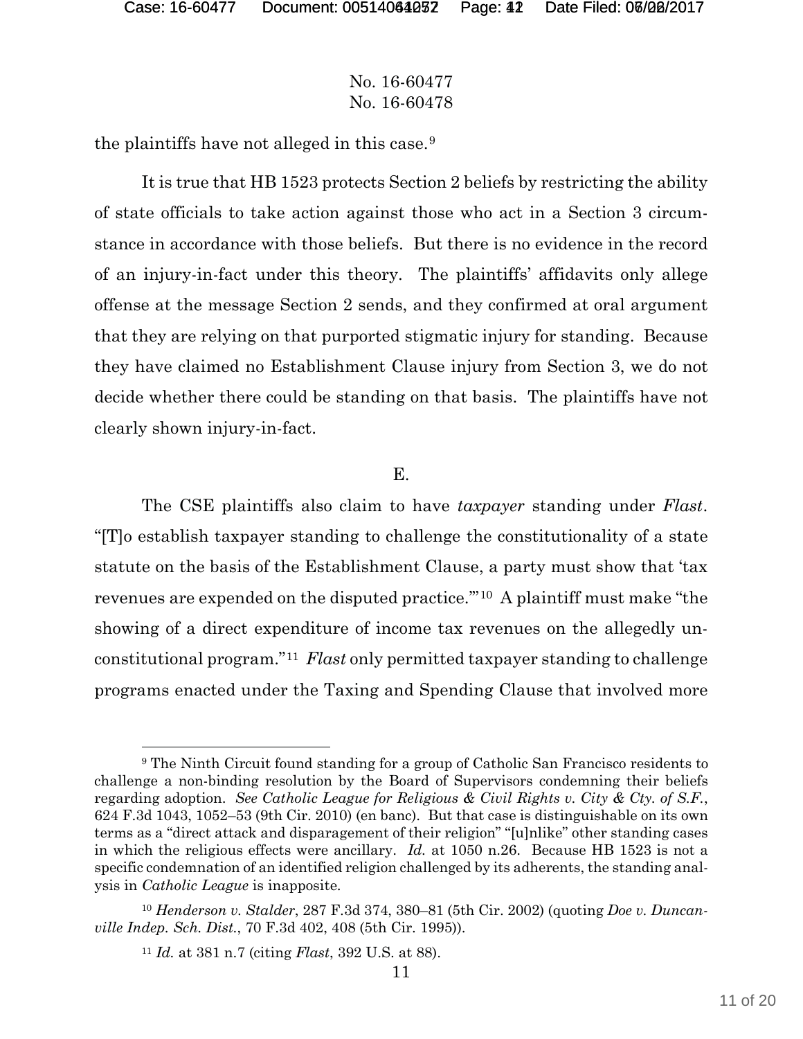No. 16-60477
No. 16-60478

the plaintiffs have not alleged in this case.[9]

It is true that HB 1523 protects Section 2 beliefs by restricting the ability of state officials to take action against those who act in a Section 3 circumstance in accordance with those beliefs. But there is no evidence in the record of an injury-in-fact under this theory. The plaintiffs' affidavits only allege offense at the message Section 2 sends, and they confirmed at oral argument that they are relying on that purported stigmatic injury for standing. Because they have claimed no Establishment Clause injury from Section 3, we do not decide whether there could be standing on that basis. The plaintiffs have not clearly shown injury-in-fact.

E.

The CSE plaintiffs also claim to have *taxpayer* standing under *Flast*. "[T]o establish taxpayer standing to challenge the constitutionality of a state statute on the basis of the Establishment Clause, a party must show that 'tax revenues are expended on the disputed practice.'"[10] A plaintiff must make "the showing of a direct expenditure of income tax revenues on the allegedly unconstitutional program."[11] *Flast* only permitted taxpayer standing to challenge programs enacted under the Taxing and Spending Clause that involved more

---

[9] The Ninth Circuit found standing for a group of Catholic San Francisco residents to challenge a non-binding resolution by the Board of Supervisors condemning their beliefs regarding adoption. *See Catholic League for Religious & Civil Rights v. City & Cty. of S.F.*, 624 F.3d 1043, 1052–53 (9th Cir. 2010) (en banc). But that case is distinguishable on its own terms as a "direct attack and disparagement of their religion" "[u]nlike" other standing cases in which the religious effects were ancillary. *Id.* at 1050 n.26. Because HB 1523 is not a specific condemnation of an identified religion challenged by its adherents, the standing analysis in *Catholic League* is inapposite.

[10] *Henderson v. Stalder*, 287 F.3d 374, 380–81 (5th Cir. 2002) (quoting *Doe v. Duncanville Indep. Sch. Dist.*, 70 F.3d 402, 408 (5th Cir. 1995)).

[11] *Id.* at 381 n.7 (citing *Flast*, 392 U.S. at 88).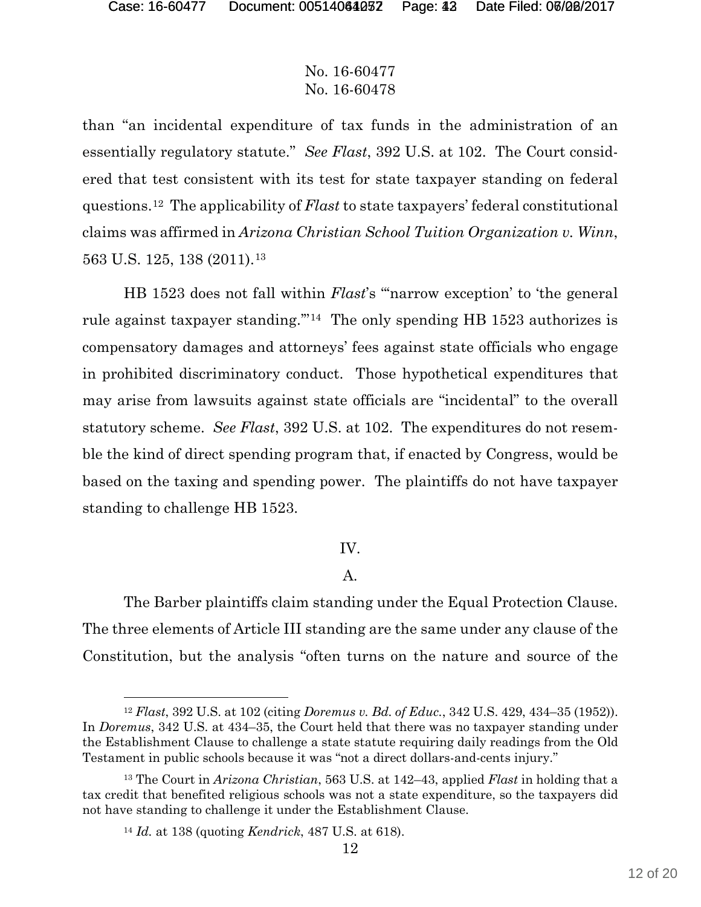No. 16-60477
No. 16-60478

than "an incidental expenditure of tax funds in the administration of an essentially regulatory statute." *See Flast*, 392 U.S. at 102. The Court considered that test consistent with its test for state taxpayer standing on federal questions.[12] The applicability of *Flast* to state taxpayers' federal constitutional claims was affirmed in *Arizona Christian School Tuition Organization v. Winn*, 563 U.S. 125, 138 (2011).[13]

HB 1523 does not fall within *Flast*'s "'narrow exception' to 'the general rule against taxpayer standing.'"[14] The only spending HB 1523 authorizes is compensatory damages and attorneys' fees against state officials who engage in prohibited discriminatory conduct. Those hypothetical expenditures that may arise from lawsuits against state officials are "incidental" to the overall statutory scheme. *See Flast*, 392 U.S. at 102. The expenditures do not resemble the kind of direct spending program that, if enacted by Congress, would be based on the taxing and spending power. The plaintiffs do not have taxpayer standing to challenge HB 1523.

IV.

A.

The Barber plaintiffs claim standing under the Equal Protection Clause. The three elements of Article III standing are the same under any clause of the Constitution, but the analysis "often turns on the nature and source of the

---

[12] *Flast*, 392 U.S. at 102 (citing *Doremus v. Bd. of Educ.*, 342 U.S. 429, 434–35 (1952)). In *Doremus*, 342 U.S. at 434–35, the Court held that there was no taxpayer standing under the Establishment Clause to challenge a state statute requiring daily readings from the Old Testament in public schools because it was "not a direct dollars-and-cents injury."

[13] The Court in *Arizona Christian*, 563 U.S. at 142–43, applied *Flast* in holding that a tax credit that benefited religious schools was not a state expenditure, so the taxpayers did not have standing to challenge it under the Establishment Clause.

[14] *Id.* at 138 (quoting *Kendrick*, 487 U.S. at 618).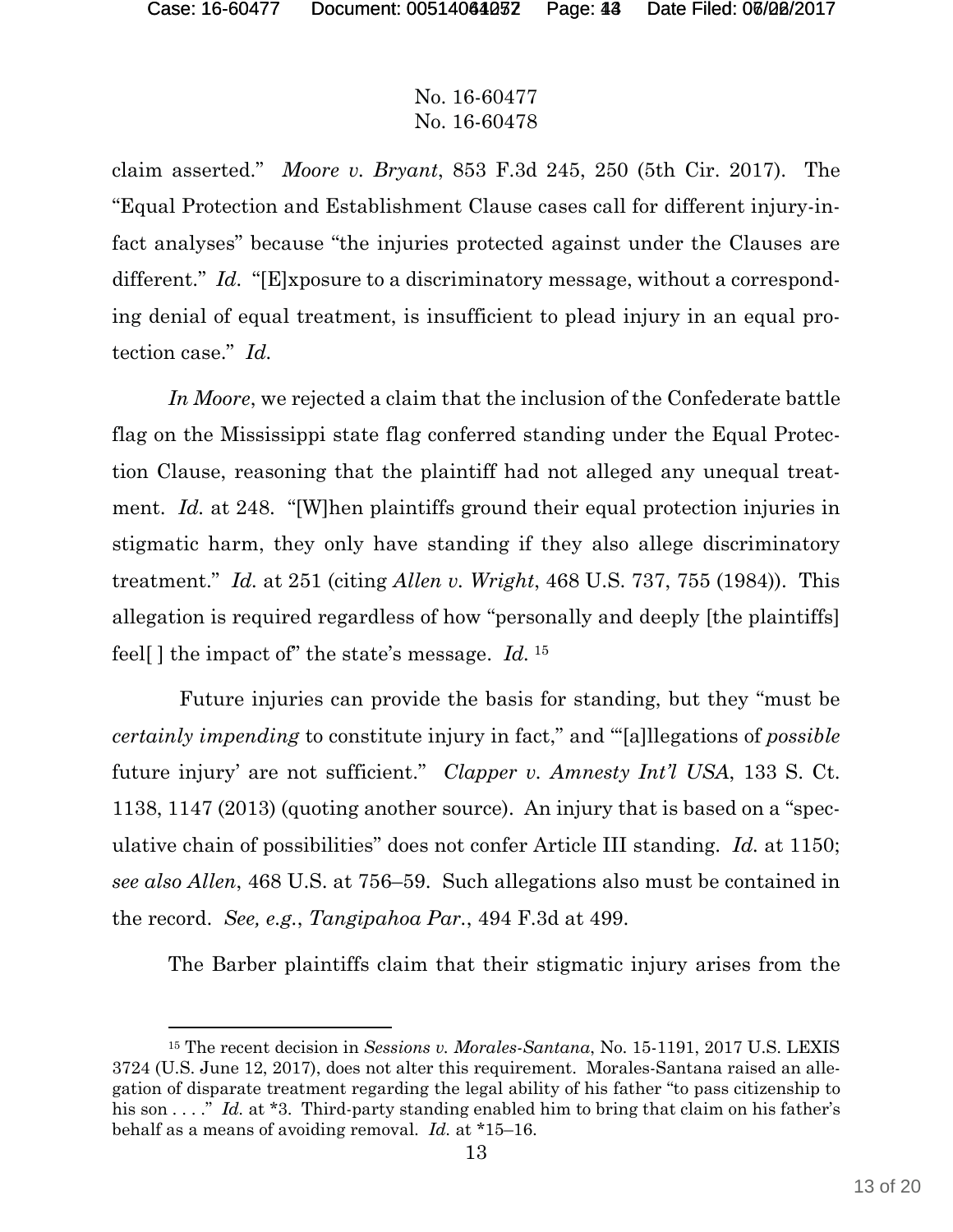No. 16-60477
No. 16-60478

claim asserted." *Moore v. Bryant*, 853 F.3d 245, 250 (5th Cir. 2017). The "Equal Protection and Establishment Clause cases call for different injury-in-fact analyses" because "the injuries protected against under the Clauses are different." *Id.* "[E]xposure to a discriminatory message, without a corresponding denial of equal treatment, is insufficient to plead injury in an equal protection case." *Id.*

*In Moore*, we rejected a claim that the inclusion of the Confederate battle flag on the Mississippi state flag conferred standing under the Equal Protection Clause, reasoning that the plaintiff had not alleged any unequal treatment. *Id.* at 248. "[W]hen plaintiffs ground their equal protection injuries in stigmatic harm, they only have standing if they also allege discriminatory treatment." *Id.* at 251 (citing *Allen v. Wright*, 468 U.S. 737, 755 (1984)). This allegation is required regardless of how "personally and deeply [the plaintiffs] feel[ ] the impact of" the state's message. *Id.* [15]

Future injuries can provide the basis for standing, but they "must be *certainly impending* to constitute injury in fact," and "'[a]llegations of *possible* future injury' are not sufficient." *Clapper v. Amnesty Int'l USA*, 133 S. Ct. 1138, 1147 (2013) (quoting another source). An injury that is based on a "speculative chain of possibilities" does not confer Article III standing. *Id.* at 1150; *see also Allen*, 468 U.S. at 756–59. Such allegations also must be contained in the record. *See, e.g.*, *Tangipahoa Par.*, 494 F.3d at 499.

The Barber plaintiffs claim that their stigmatic injury arises from the

[15] The recent decision in *Sessions v. Morales-Santana*, No. 15-1191, 2017 U.S. LEXIS 3724 (U.S. June 12, 2017), does not alter this requirement. Morales-Santana raised an allegation of disparate treatment regarding the legal ability of his father "to pass citizenship to his son . . . ." *Id.* at *3. Third-party standing enabled him to bring that claim on his father's behalf as a means of avoiding removal. *Id.* at *15–16.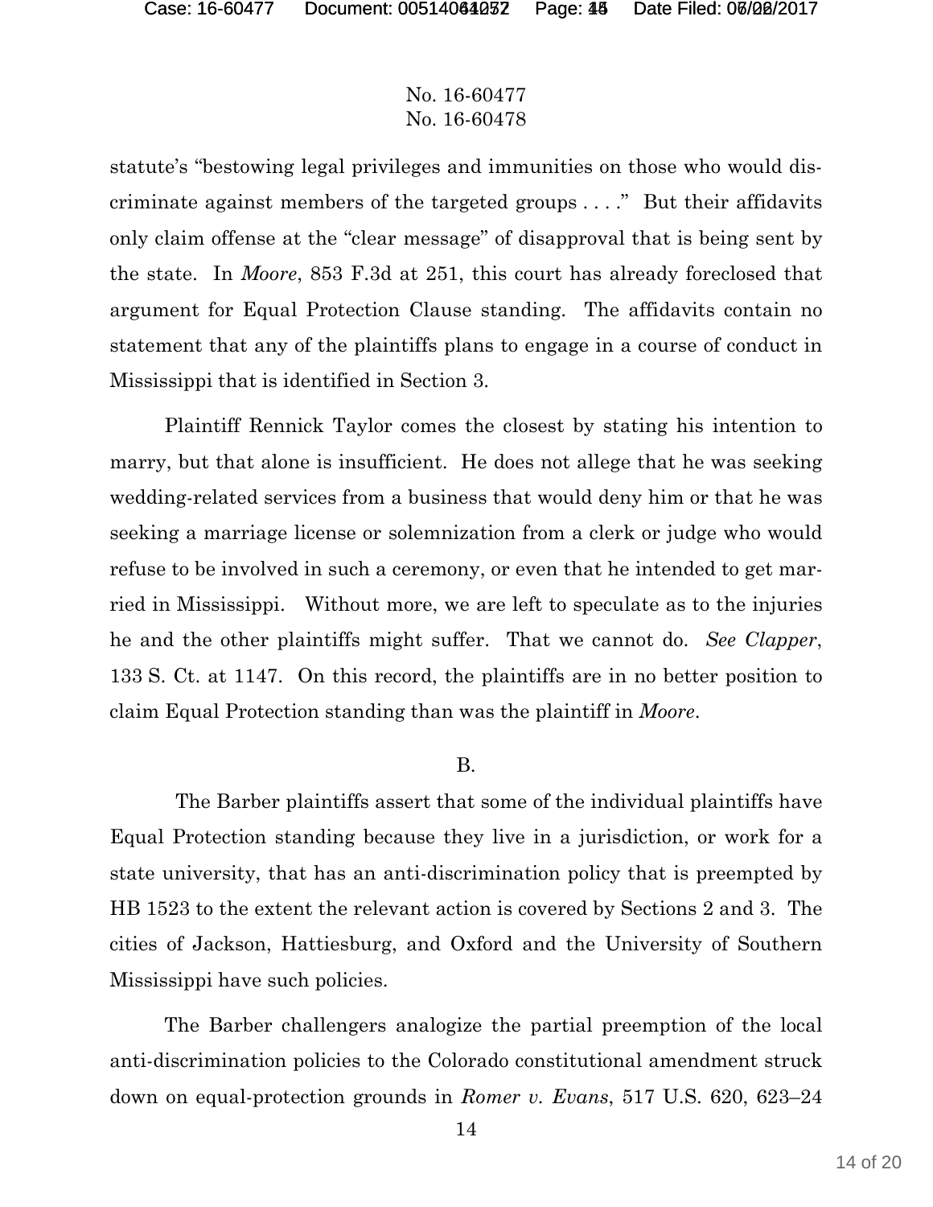No. 16-60477
No. 16-60478

statute's "bestowing legal privileges and immunities on those who would discriminate against members of the targeted groups . . . ." But their affidavits only claim offense at the "clear message" of disapproval that is being sent by the state. In *Moore*, 853 F.3d at 251, this court has already foreclosed that argument for Equal Protection Clause standing. The affidavits contain no statement that any of the plaintiffs plans to engage in a course of conduct in Mississippi that is identified in Section 3.

Plaintiff Rennick Taylor comes the closest by stating his intention to marry, but that alone is insufficient. He does not allege that he was seeking wedding-related services from a business that would deny him or that he was seeking a marriage license or solemnization from a clerk or judge who would refuse to be involved in such a ceremony, or even that he intended to get married in Mississippi. Without more, we are left to speculate as to the injuries he and the other plaintiffs might suffer. That we cannot do. *See Clapper*, 133 S. Ct. at 1147. On this record, the plaintiffs are in no better position to claim Equal Protection standing than was the plaintiff in *Moore*.

B.

The Barber plaintiffs assert that some of the individual plaintiffs have Equal Protection standing because they live in a jurisdiction, or work for a state university, that has an anti-discrimination policy that is preempted by HB 1523 to the extent the relevant action is covered by Sections 2 and 3. The cities of Jackson, Hattiesburg, and Oxford and the University of Southern Mississippi have such policies.

The Barber challengers analogize the partial preemption of the local anti-discrimination policies to the Colorado constitutional amendment struck down on equal-protection grounds in *Romer v. Evans*, 517 U.S. 620, 623–24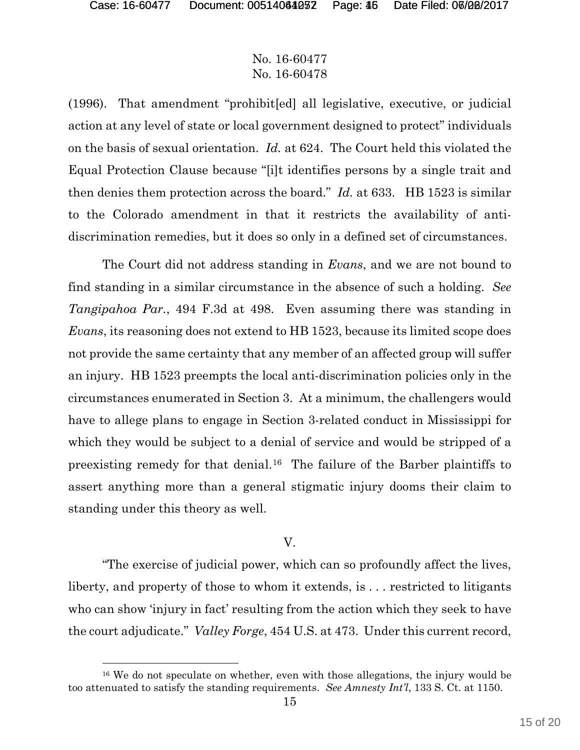No. 16-60477
No. 16-60478

(1996). That amendment "prohibit[ed] all legislative, executive, or judicial action at any level of state or local government designed to protect" individuals on the basis of sexual orientation. *Id.* at 624. The Court held this violated the Equal Protection Clause because "[i]t identifies persons by a single trait and then denies them protection across the board." *Id.* at 633. HB 1523 is similar to the Colorado amendment in that it restricts the availability of anti-discrimination remedies, but it does so only in a defined set of circumstances.

The Court did not address standing in *Evans*, and we are not bound to find standing in a similar circumstance in the absence of such a holding. *See Tangipahoa Par.*, 494 F.3d at 498. Even assuming there was standing in *Evans*, its reasoning does not extend to HB 1523, because its limited scope does not provide the same certainty that any member of an affected group will suffer an injury. HB 1523 preempts the local anti-discrimination policies only in the circumstances enumerated in Section 3. At a minimum, the challengers would have to allege plans to engage in Section 3-related conduct in Mississippi for which they would be subject to a denial of service and would be stripped of a preexisting remedy for that denial.[16] The failure of the Barber plaintiffs to assert anything more than a general stigmatic injury dooms their claim to standing under this theory as well.

## V.

"The exercise of judicial power, which can so profoundly affect the lives, liberty, and property of those to whom it extends, is . . . restricted to litigants who can show 'injury in fact' resulting from the action which they seek to have the court adjudicate." *Valley Forge*, 454 U.S. at 473. Under this current record,

---

[16] We do not speculate on whether, even with those allegations, the injury would be too attenuated to satisfy the standing requirements. *See Amnesty Int'l*, 133 S. Ct. at 1150.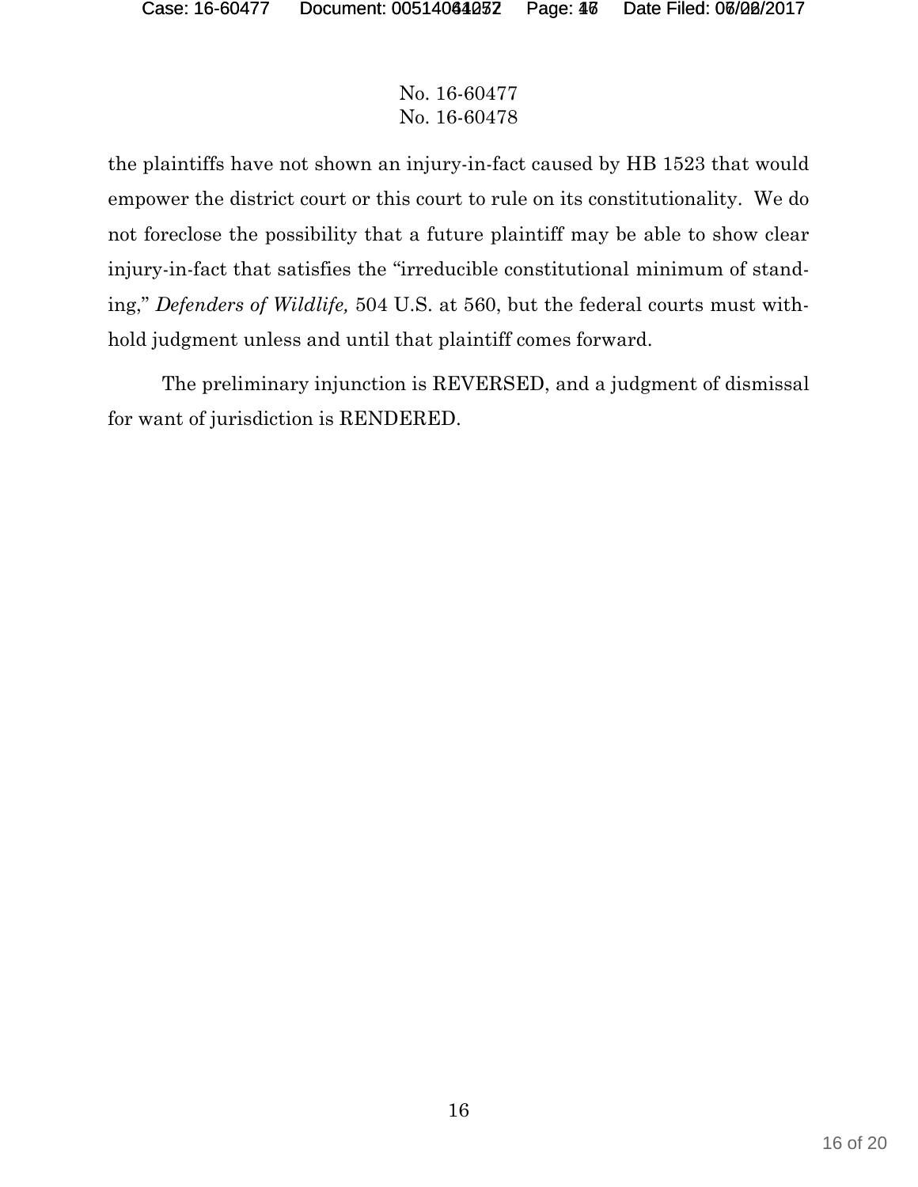the plaintiffs have not shown an injury-in-fact caused by HB 1523 that would empower the district court or this court to rule on its constitutionality. We do not foreclose the possibility that a future plaintiff may be able to show clear injury-in-fact that satisfies the "irreducible constitutional minimum of standing," *Defenders of Wildlife,* 504 U.S. at 560, but the federal courts must withhold judgment unless and until that plaintiff comes forward.

The preliminary injunction is REVERSED, and a judgment of dismissal for want of jurisdiction is RENDERED.